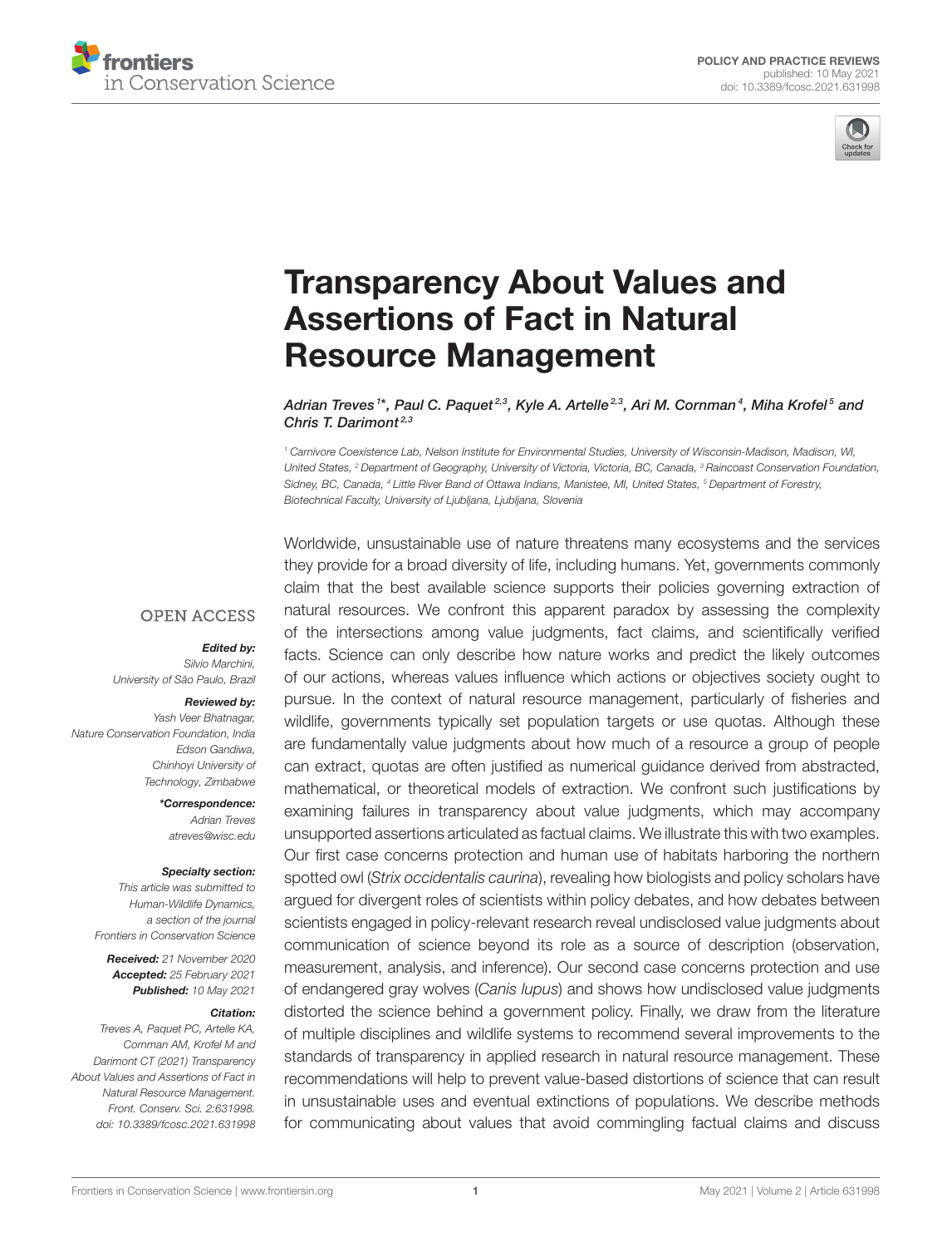POLICY AND PRACTICE REVIEWS
published: 10 May 2021
doi: 10.3389/fcosc.2021.631998

# Transparency About Values and Assertions of Fact in Natural Resource Management

*Adrian Treves[1*], Paul C. Paquet[2,3], Kyle A. Artelle[2,3], Ari M. Cornman[4], Miha Krofel[5] and Chris T. Darimont[2,3]*

[1] Carnivore Coexistence Lab, Nelson Institute for Environmental Studies, University of Wisconsin-Madison, Madison, WI, United States, [2] Department of Geography, University of Victoria, Victoria, BC, Canada, [3] Raincoast Conservation Foundation, Sidney, BC, Canada, [4] Little River Band of Ottawa Indians, Manistee, MI, United States, [5] Department of Forestry, Biotechnical Faculty, University of Ljubljana, Ljubljana, Slovenia

OPEN ACCESS

***Edited by:***
Silvio Marchini,
University of São Paulo, Brazil

***Reviewed by:***
Yash Veer Bhatnagar,
Nature Conservation Foundation, India
Edson Gandiwa,
Chinhoyi University of Technology, Zimbabwe

***\*Correspondence:***
Adrian Treves
atreves@wisc.edu

***Specialty section:***
This article was submitted to Human-Wildlife Dynamics, a section of the journal Frontiers in Conservation Science

***Received:*** 21 November 2020
***Accepted:*** 25 February 2021
***Published:*** 10 May 2021

***Citation:***
Treves A, Paquet PC, Artelle KA, Cornman AM, Krofel M and Darimont CT (2021) Transparency About Values and Assertions of Fact in Natural Resource Management. Front. Conserv. Sci. 2:631998. doi: 10.3389/fcosc.2021.631998

Worldwide, unsustainable use of nature threatens many ecosystems and the services they provide for a broad diversity of life, including humans. Yet, governments commonly claim that the best available science supports their policies governing extraction of natural resources. We confront this apparent paradox by assessing the complexity of the intersections among value judgments, fact claims, and scientifically verified facts. Science can only describe how nature works and predict the likely outcomes of our actions, whereas values influence which actions or objectives society ought to pursue. In the context of natural resource management, particularly of fisheries and wildlife, governments typically set population targets or use quotas. Although these are fundamentally value judgments about how much of a resource a group of people can extract, quotas are often justified as numerical guidance derived from abstracted, mathematical, or theoretical models of extraction. We confront such justifications by examining failures in transparency about value judgments, which may accompany unsupported assertions articulated as factual claims. We illustrate this with two examples. Our first case concerns protection and human use of habitats harboring the northern spotted owl (*Strix occidentalis caurina*), revealing how biologists and policy scholars have argued for divergent roles of scientists within policy debates, and how debates between scientists engaged in policy-relevant research reveal undisclosed value judgments about communication of science beyond its role as a source of description (observation, measurement, analysis, and inference). Our second case concerns protection and use of endangered gray wolves (*Canis lupus*) and shows how undisclosed value judgments distorted the science behind a government policy. Finally, we draw from the literature of multiple disciplines and wildlife systems to recommend several improvements to the standards of transparency in applied research in natural resource management. These recommendations will help to prevent value-based distortions of science that can result in unsustainable uses and eventual extinctions of populations. We describe methods for communicating about values that avoid commingling factual claims and discuss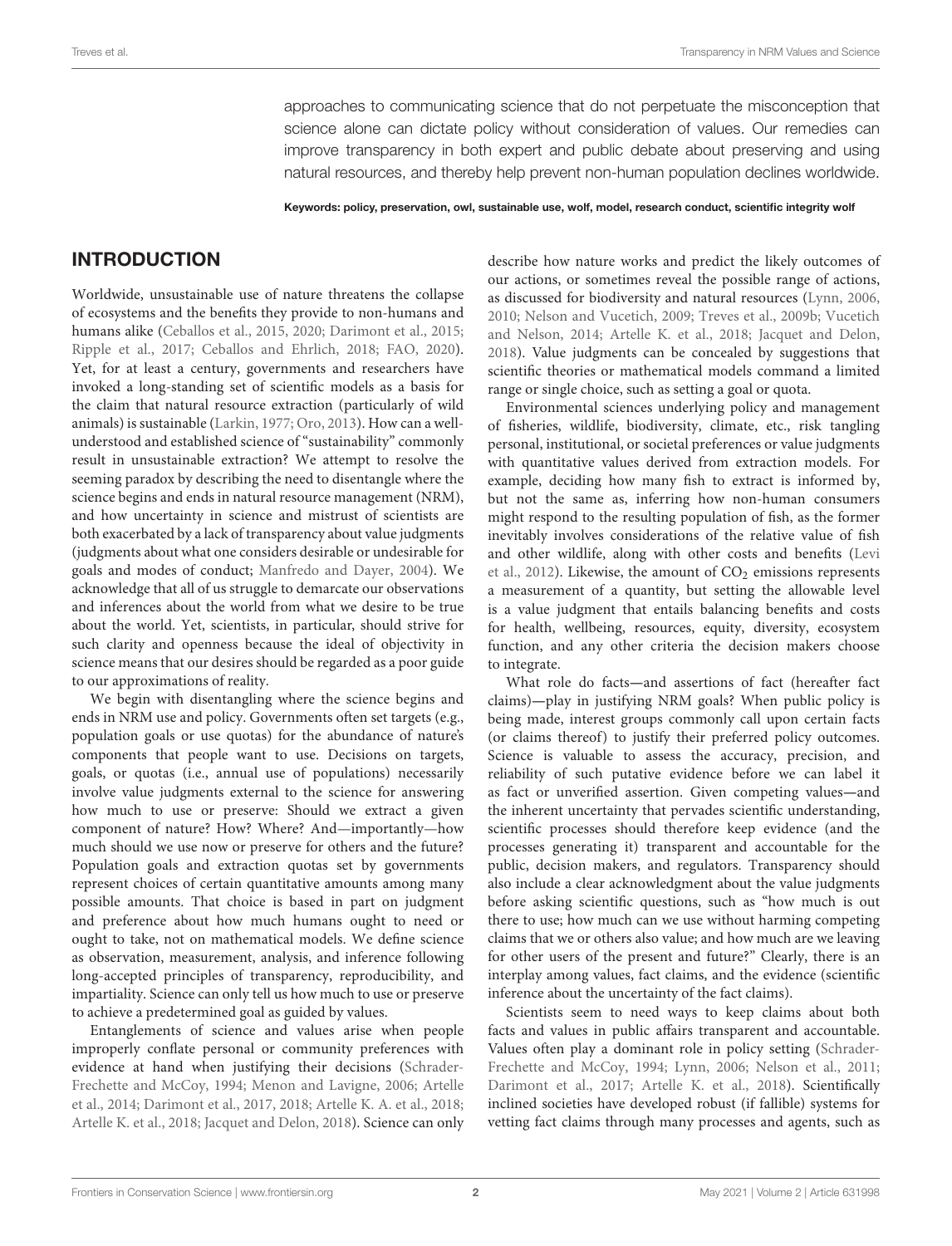approaches to communicating science that do not perpetuate the misconception that science alone can dictate policy without consideration of values. Our remedies can improve transparency in both expert and public debate about preserving and using natural resources, and thereby help prevent non-human population declines worldwide.

**Keywords: policy, preservation, owl, sustainable use, wolf, model, research conduct, scientific integrity wolf**

## INTRODUCTION

Worldwide, unsustainable use of nature threatens the collapse of ecosystems and the benefits they provide to non-humans and humans alike (Ceballos et al., 2015, 2020; Darimont et al., 2015; Ripple et al., 2017; Ceballos and Ehrlich, 2018; FAO, 2020). Yet, for at least a century, governments and researchers have invoked a long-standing set of scientific models as a basis for the claim that natural resource extraction (particularly of wild animals) is sustainable (Larkin, 1977; Oro, 2013). How can a well-understood and established science of "sustainability" commonly result in unsustainable extraction? We attempt to resolve the seeming paradox by describing the need to disentangle where the science begins and ends in natural resource management (NRM), and how uncertainty in science and mistrust of scientists are both exacerbated by a lack of transparency about value judgments (judgments about what one considers desirable or undesirable for goals and modes of conduct; Manfredo and Dayer, 2004). We acknowledge that all of us struggle to demarcate our observations and inferences about the world from what we desire to be true about the world. Yet, scientists, in particular, should strive for such clarity and openness because the ideal of objectivity in science means that our desires should be regarded as a poor guide to our approximations of reality.

We begin with disentangling where the science begins and ends in NRM use and policy. Governments often set targets (e.g., population goals or use quotas) for the abundance of nature's components that people want to use. Decisions on targets, goals, or quotas (i.e., annual use of populations) necessarily involve value judgments external to the science for answering how much to use or preserve: Should we extract a given component of nature? How? Where? And—importantly—how much should we use now or preserve for others and the future? Population goals and extraction quotas set by governments represent choices of certain quantitative amounts among many possible amounts. That choice is based in part on judgment and preference about how much humans ought to need or ought to take, not on mathematical models. We define science as observation, measurement, analysis, and inference following long-accepted principles of transparency, reproducibility, and impartiality. Science can only tell us how much to use or preserve to achieve a predetermined goal as guided by values.

Entanglements of science and values arise when people improperly conflate personal or community preferences with evidence at hand when justifying their decisions (Schrader-Frechette and McCoy, 1994; Menon and Lavigne, 2006; Artelle et al., 2014; Darimont et al., 2017, 2018; Artelle K. A. et al., 2018; Artelle K. et al., 2018; Jacquet and Delon, 2018). Science can only describe how nature works and predict the likely outcomes of our actions, or sometimes reveal the possible range of actions, as discussed for biodiversity and natural resources (Lynn, 2006, 2010; Nelson and Vucetich, 2009; Treves et al., 2009b; Vucetich and Nelson, 2014; Artelle K. et al., 2018; Jacquet and Delon, 2018). Value judgments can be concealed by suggestions that scientific theories or mathematical models command a limited range or single choice, such as setting a goal or quota.

Environmental sciences underlying policy and management of fisheries, wildlife, biodiversity, climate, etc., risk tangling personal, institutional, or societal preferences or value judgments with quantitative values derived from extraction models. For example, deciding how many fish to extract is informed by, but not the same as, inferring how non-human consumers might respond to the resulting population of fish, as the former inevitably involves considerations of the relative value of fish and other wildlife, along with other costs and benefits (Levi et al., 2012). Likewise, the amount of $CO_2$ emissions represents a measurement of a quantity, but setting the allowable level is a value judgment that entails balancing benefits and costs for health, wellbeing, resources, equity, diversity, ecosystem function, and any other criteria the decision makers choose to integrate.

What role do facts—and assertions of fact (hereafter fact claims)—play in justifying NRM goals? When public policy is being made, interest groups commonly call upon certain facts (or claims thereof) to justify their preferred policy outcomes. Science is valuable to assess the accuracy, precision, and reliability of such putative evidence before we can label it as fact or unverified assertion. Given competing values—and the inherent uncertainty that pervades scientific understanding, scientific processes should therefore keep evidence (and the processes generating it) transparent and accountable for the public, decision makers, and regulators. Transparency should also include a clear acknowledgment about the value judgments before asking scientific questions, such as "how much is out there to use; how much can we use without harming competing claims that we or others also value; and how much are we leaving for other users of the present and future?" Clearly, there is an interplay among values, fact claims, and the evidence (scientific inference about the uncertainty of the fact claims).

Scientists seem to need ways to keep claims about both facts and values in public affairs transparent and accountable. Values often play a dominant role in policy setting (Schrader-Frechette and McCoy, 1994; Lynn, 2006; Nelson et al., 2011; Darimont et al., 2017; Artelle K. et al., 2018). Scientifically inclined societies have developed robust (if fallible) systems for vetting fact claims through many processes and agents, such as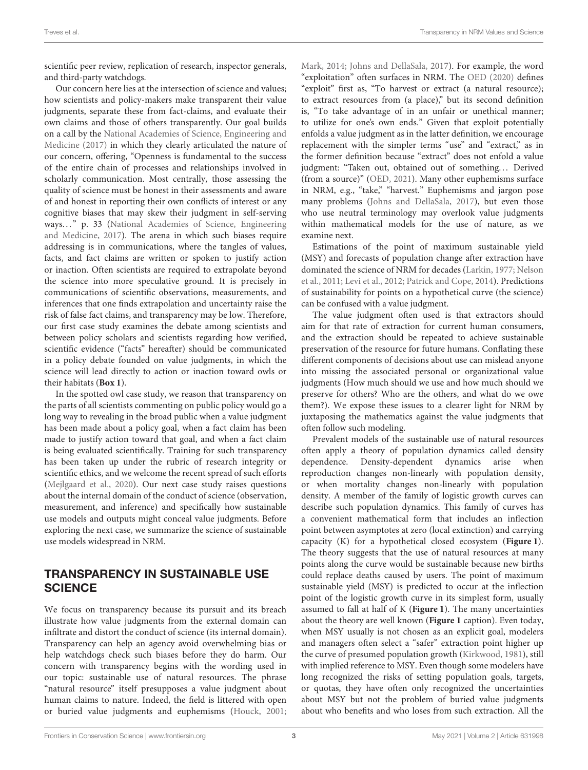scientific peer review, replication of research, inspector generals, and third-party watchdogs.

Our concern here lies at the intersection of science and values; how scientists and policy-makers make transparent their value judgments, separate these from fact-claims, and evaluate their own claims and those of others transparently. Our goal builds on a call by the National Academies of Science, Engineering and Medicine (2017) in which they clearly articulated the nature of our concern, offering, "Openness is fundamental to the success of the entire chain of processes and relationships involved in scholarly communication. Most centrally, those assessing the quality of science must be honest in their assessments and aware of and honest in reporting their own conflicts of interest or any cognitive biases that may skew their judgment in self-serving ways…" p. 33 (National Academies of Science, Engineering and Medicine, 2017). The arena in which such biases require addressing is in communications, where the tangles of values, facts, and fact claims are written or spoken to justify action or inaction. Often scientists are required to extrapolate beyond the science into more speculative ground. It is precisely in communications of scientific observations, measurements, and inferences that one finds extrapolation and uncertainty raise the risk of false fact claims, and transparency may be low. Therefore, our first case study examines the debate among scientists and between policy scholars and scientists regarding how verified, scientific evidence ("facts" hereafter) should be communicated in a policy debate founded on value judgments, in which the science will lead directly to action or inaction toward owls or their habitats (**Box 1**).

In the spotted owl case study, we reason that transparency on the parts of all scientists commenting on public policy would go a long way to revealing in the broad public when a value judgment has been made about a policy goal, when a fact claim has been made to justify action toward that goal, and when a fact claim is being evaluated scientifically. Training for such transparency has been taken up under the rubric of research integrity or scientific ethics, and we welcome the recent spread of such efforts (Mejlgaard et al., 2020). Our next case study raises questions about the internal domain of the conduct of science (observation, measurement, and inference) and specifically how sustainable use models and outputs might conceal value judgments. Before exploring the next case, we summarize the science of sustainable use models widespread in NRM.

## TRANSPARENCY IN SUSTAINABLE USE SCIENCE

We focus on transparency because its pursuit and its breach illustrate how value judgments from the external domain can infiltrate and distort the conduct of science (its internal domain). Transparency can help an agency avoid overwhelming bias or help watchdogs check such biases before they do harm. Our concern with transparency begins with the wording used in our topic: sustainable use of natural resources. The phrase "natural resource" itself presupposes a value judgment about human claims to nature. Indeed, the field is littered with open or buried value judgments and euphemisms (Houck, 2001; Mark, 2014; Johns and DellaSala, 2017). For example, the word "exploitation" often surfaces in NRM. The OED (2020) defines "exploit" first as, "To harvest or extract (a natural resource); to extract resources from (a place)," but its second definition is, "To take advantage of in an unfair or unethical manner; to utilize for one's own ends." Given that exploit potentially enfolds a value judgment as in the latter definition, we encourage replacement with the simpler terms "use" and "extract," as in the former definition because "extract" does not enfold a value judgment: "Taken out, obtained out of something… Derived (from a source)" (OED, 2021). Many other euphemisms surface in NRM, e.g., "take," "harvest." Euphemisms and jargon pose many problems (Johns and DellaSala, 2017), but even those who use neutral terminology may overlook value judgments within mathematical models for the use of nature, as we examine next.

Estimations of the point of maximum sustainable yield (MSY) and forecasts of population change after extraction have dominated the science of NRM for decades (Larkin, 1977; Nelson et al., 2011; Levi et al., 2012; Patrick and Cope, 2014). Predictions of sustainability for points on a hypothetical curve (the science) can be confused with a value judgment.

The value judgment often used is that extractors should aim for that rate of extraction for current human consumers, and the extraction should be repeated to achieve sustainable preservation of the resource for future humans. Conflating these different components of decisions about use can mislead anyone into missing the associated personal or organizational value judgments (How much should we use and how much should we preserve for others? Who are the others, and what do we owe them?). We expose these issues to a clearer light for NRM by juxtaposing the mathematics against the value judgments that often follow such modeling.

Prevalent models of the sustainable use of natural resources often apply a theory of population dynamics called density dependence. Density-dependent dynamics arise when reproduction changes non-linearly with population density, or when mortality changes non-linearly with population density. A member of the family of logistic growth curves can describe such population dynamics. This family of curves has a convenient mathematical form that includes an inflection point between asymptotes at zero (local extinction) and carrying capacity (K) for a hypothetical closed ecosystem (**Figure 1**). The theory suggests that the use of natural resources at many points along the curve would be sustainable because new births could replace deaths caused by users. The point of maximum sustainable yield (MSY) is predicted to occur at the inflection point of the logistic growth curve in its simplest form, usually assumed to fall at half of K (**Figure 1**). The many uncertainties about the theory are well known (**Figure 1** caption). Even today, when MSY usually is not chosen as an explicit goal, modelers and managers often select a "safer" extraction point higher up the curve of presumed population growth (Kirkwood, 1981), still with implied reference to MSY. Even though some modelers have long recognized the risks of setting population goals, targets, or quotas, they have often only recognized the uncertainties about MSY but not the problem of buried value judgments about who benefits and who loses from such extraction. All the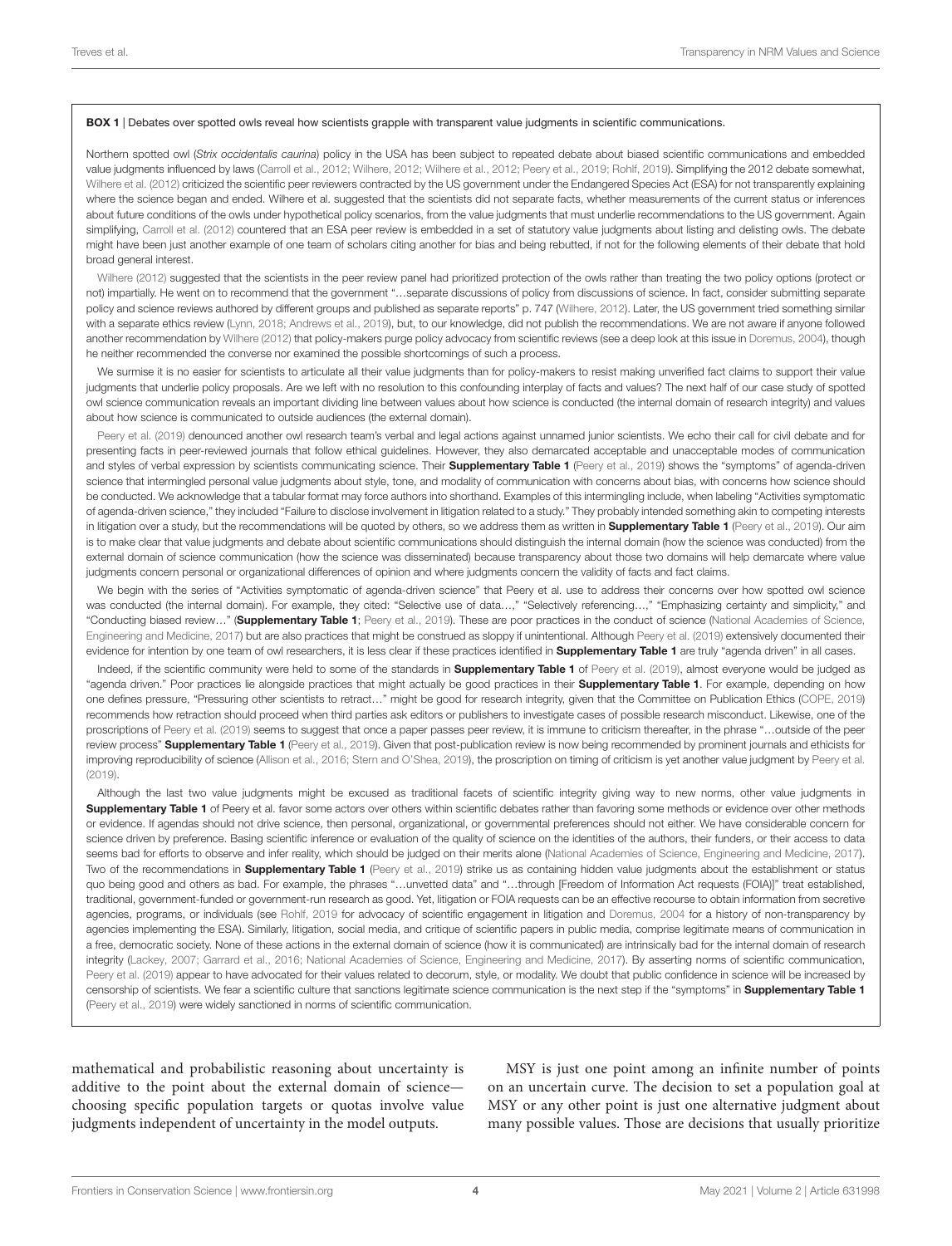**BOX 1** | Debates over spotted owls reveal how scientists grapple with transparent value judgments in scientific communications.

Northern spotted owl (*Strix occidentalis caurina*) policy in the USA has been subject to repeated debate about biased scientific communications and embedded value judgments influenced by laws (Carroll et al., 2012; Wilhere, 2012; Wilhere et al., 2012; Peery et al., 2019; Rohlf, 2019). Simplifying the 2012 debate somewhat, Wilhere et al. (2012) criticized the scientific peer reviewers contracted by the US government under the Endangered Species Act (ESA) for not transparently explaining where the science began and ended. Wilhere et al. suggested that the scientists did not separate facts, whether measurements of the current status or inferences about future conditions of the owls under hypothetical policy scenarios, from the value judgments that must underlie recommendations to the US government. Again simplifying, Carroll et al. (2012) countered that an ESA peer review is embedded in a set of statutory value judgments about listing and delisting owls. The debate might have been just another example of one team of scholars citing another for bias and being rebutted, if not for the following elements of their debate that hold broad general interest.

Wilhere (2012) suggested that the scientists in the peer review panel had prioritized protection of the owls rather than treating the two policy options (protect or not) impartially. He went on to recommend that the government "…separate discussions of policy from discussions of science. In fact, consider submitting separate policy and science reviews authored by different groups and published as separate reports" p. 747 (Wilhere, 2012). Later, the US government tried something similar with a separate ethics review (Lynn, 2018; Andrews et al., 2019), but, to our knowledge, did not publish the recommendations. We are not aware if anyone followed another recommendation by Wilhere (2012) that policy-makers purge policy advocacy from scientific reviews (see a deep look at this issue in Doremus, 2004), though he neither recommended the converse nor examined the possible shortcomings of such a process.

We surmise it is no easier for scientists to articulate all their value judgments than for policy-makers to resist making unverified fact claims to support their value judgments that underlie policy proposals. Are we left with no resolution to this confounding interplay of facts and values? The next half of our case study of spotted owl science communication reveals an important dividing line between values about how science is conducted (the internal domain of research integrity) and values about how science is communicated to outside audiences (the external domain).

Peery et al. (2019) denounced another owl research team's verbal and legal actions against unnamed junior scientists. We echo their call for civil debate and for presenting facts in peer-reviewed journals that follow ethical guidelines. However, they also demarcated acceptable and unacceptable modes of communication and styles of verbal expression by scientists communicating science. Their **Supplementary Table 1** (Peery et al., 2019) shows the "symptoms" of agenda-driven science that intermingled personal value judgments about style, tone, and modality of communication with concerns about bias, with concerns how science should be conducted. We acknowledge that a tabular format may force authors into shorthand. Examples of this intermingling include, when labeling "Activities symptomatic of agenda-driven science," they included "Failure to disclose involvement in litigation related to a study." They probably intended something akin to competing interests in litigation over a study, but the recommendations will be quoted by others, so we address them as written in **Supplementary Table 1** (Peery et al., 2019). Our aim is to make clear that value judgments and debate about scientific communications should distinguish the internal domain (how the science was conducted) from the external domain of science communication (how the science was disseminated) because transparency about those two domains will help demarcate where value judgments concern personal or organizational differences of opinion and where judgments concern the validity of facts and fact claims.

We begin with the series of "Activities symptomatic of agenda-driven science" that Peery et al. use to address their concerns over how spotted owl science was conducted (the internal domain). For example, they cited: "Selective use of data…," "Selectively referencing…," "Emphasizing certainty and simplicity," and "Conducting biased review…" (**Supplementary Table 1**; Peery et al., 2019). These are poor practices in the conduct of science (National Academies of Science, Engineering and Medicine, 2017) but are also practices that might be construed as sloppy if unintentional. Although Peery et al. (2019) extensively documented their evidence for intention by one team of owl researchers, it is less clear if these practices identified in **Supplementary Table 1** are truly "agenda driven" in all cases.

Indeed, if the scientific community were held to some of the standards in **Supplementary Table 1** of Peery et al. (2019), almost everyone would be judged as "agenda driven." Poor practices lie alongside practices that might actually be good practices in their **Supplementary Table 1**. For example, depending on how one defines pressure, "Pressuring other scientists to retract…" might be good for research integrity, given that the Committee on Publication Ethics (COPE, 2019) recommends how retraction should proceed when third parties ask editors or publishers to investigate cases of possible research misconduct. Likewise, one of the proscriptions of Peery et al. (2019) seems to suggest that once a paper passes peer review, it is immune to criticism thereafter, in the phrase "…outside of the peer review process" **Supplementary Table 1** (Peery et al., 2019). Given that post-publication review is now being recommended by prominent journals and ethicists for improving reproducibility of science (Allison et al., 2016; Stern and O'Shea, 2019), the proscription on timing of criticism is yet another value judgment by Peery et al. (2019).

Although the last two value judgments might be excused as traditional facets of scientific integrity giving way to new norms, other value judgments in **Supplementary Table 1** of Peery et al. favor some actors over others within scientific debates rather than favoring some methods or evidence over other methods or evidence. If agendas should not drive science, then personal, organizational, or governmental preferences should not either. We have considerable concern for science driven by preference. Basing scientific inference or evaluation of the quality of science on the identities of the authors, their funders, or their access to data seems bad for efforts to observe and infer reality, which should be judged on their merits alone (National Academies of Science, Engineering and Medicine, 2017). Two of the recommendations in **Supplementary Table 1** (Peery et al., 2019) strike us as containing hidden value judgments about the establishment or status quo being good and others as bad. For example, the phrases "…unvetted data" and "…through [Freedom of Information Act requests (FOIA)]" treat established, traditional, government-funded or government-run research as good. Yet, litigation or FOIA requests can be an effective recourse to obtain information from secretive agencies, programs, or individuals (see Rohlf, 2019 for advocacy of scientific engagement in litigation and Doremus, 2004 for a history of non-transparency by agencies implementing the ESA). Similarly, litigation, social media, and critique of scientific papers in public media, comprise legitimate means of communication in a free, democratic society. None of these actions in the external domain of science (how it is communicated) are intrinsically bad for the internal domain of research integrity (Lackey, 2007; Garrard et al., 2016; National Academies of Science, Engineering and Medicine, 2017). By asserting norms of scientific communication, Peery et al. (2019) appear to have advocated for their values related to decorum, style, or modality. We doubt that public confidence in science will be increased by censorship of scientists. We fear a scientific culture that sanctions legitimate science communication is the next step if the "symptoms" in **Supplementary Table 1** (Peery et al., 2019) were widely sanctioned in norms of scientific communication.

mathematical and probabilistic reasoning about uncertainty is additive to the point about the external domain of science—choosing specific population targets or quotas involve value judgments independent of uncertainty in the model outputs.

MSY is just one point among an infinite number of points on an uncertain curve. The decision to set a population goal at MSY or any other point is just one alternative judgment about many possible values. Those are decisions that usually prioritize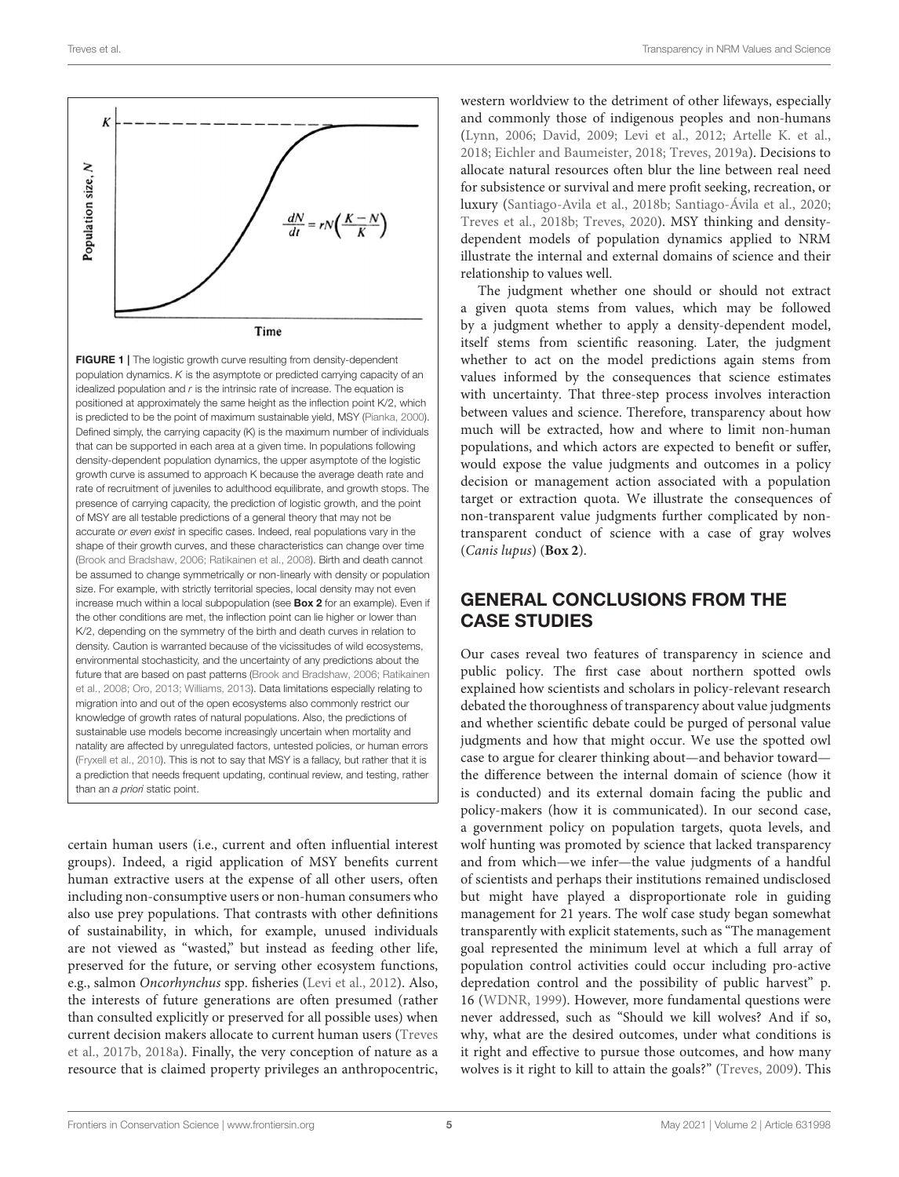FIGURE 1 | The logistic growth curve resulting from density-dependent population dynamics. $K$ is the asymptote or predicted carrying capacity of an idealized population and $r$ is the intrinsic rate of increase. The equation is positioned at approximately the same height as the inflection point K/2, which is predicted to be the point of maximum sustainable yield, MSY (Pianka, 2000). Defined simply, the carrying capacity (K) is the maximum number of individuals that can be supported in each area at a given time. In populations following density-dependent population dynamics, the upper asymptote of the logistic growth curve is assumed to approach K because the average death rate and rate of recruitment of juveniles to adulthood equilibrate, and growth stops. The presence of carrying capacity, the prediction of logistic growth, and the point of MSY are all testable predictions of a general theory that may not be accurate *or even exist* in specific cases. Indeed, real populations vary in the shape of their growth curves, and these characteristics can change over time (Brook and Bradshaw, 2006; Ratikainen et al., 2008). Birth and death cannot be assumed to change symmetrically or non-linearly with density or population size. For example, with strictly territorial species, local density may not even increase much within a local subpopulation (see **Box 2** for an example). Even if the other conditions are met, the inflection point can lie higher or lower than K/2, depending on the symmetry of the birth and death curves in relation to density. Caution is warranted because of the vicissitudes of wild ecosystems, environmental stochasticity, and the uncertainty of any predictions about the future that are based on past patterns (Brook and Bradshaw, 2006; Ratikainen et al., 2008; Oro, 2013; Williams, 2013). Data limitations especially relating to migration into and out of the open ecosystems also commonly restrict our knowledge of growth rates of natural populations. Also, the predictions of sustainable use models become increasingly uncertain when mortality and natality are affected by unregulated factors, untested policies, or human errors (Fryxell et al., 2010). This is not to say that MSY is a fallacy, but rather that it is a prediction that needs frequent updating, continual review, and testing, rather than an *a priori* static point.

certain human users (i.e., current and often influential interest groups). Indeed, a rigid application of MSY benefits current human extractive users at the expense of all other users, often including non-consumptive users or non-human consumers who also use prey populations. That contrasts with other definitions of sustainability, in which, for example, unused individuals are not viewed as "wasted," but instead as feeding other life, preserved for the future, or serving other ecosystem functions, e.g., salmon *Oncorhynchus* spp. fisheries (Levi et al., 2012). Also, the interests of future generations are often presumed (rather than consulted explicitly or preserved for all possible uses) when current decision makers allocate to current human users (Treves et al., 2017b, 2018a). Finally, the very conception of nature as a resource that is claimed property privileges an anthropocentric, western worldview to the detriment of other lifeways, especially and commonly those of indigenous peoples and non-humans (Lynn, 2006; David, 2009; Levi et al., 2012; Artelle K. et al., 2018; Eichler and Baumeister, 2018; Treves, 2019a). Decisions to allocate natural resources often blur the line between real need for subsistence or survival and mere profit seeking, recreation, or luxury (Santiago-Avila et al., 2018b; Santiago-Ávila et al., 2020; Treves et al., 2018b; Treves, 2020). MSY thinking and density-dependent models of population dynamics applied to NRM illustrate the internal and external domains of science and their relationship to values well.

The judgment whether one should or should not extract a given quota stems from values, which may be followed by a judgment whether to apply a density-dependent model, itself stems from scientific reasoning. Later, the judgment whether to act on the model predictions again stems from values informed by the consequences that science estimates with uncertainty. That three-step process involves interaction between values and science. Therefore, transparency about how much will be extracted, how and where to limit non-human populations, and which actors are expected to benefit or suffer, would expose the value judgments and outcomes in a policy decision or management action associated with a population target or extraction quota. We illustrate the consequences of non-transparent value judgments further complicated by non-transparent conduct of science with a case of gray wolves (*Canis lupus*) (**Box 2**).

## GENERAL CONCLUSIONS FROM THE CASE STUDIES

Our cases reveal two features of transparency in science and public policy. The first case about northern spotted owls explained how scientists and scholars in policy-relevant research debated the thoroughness of transparency about value judgments and whether scientific debate could be purged of personal value judgments and how that might occur. We use the spotted owl case to argue for clearer thinking about—and behavior toward—the difference between the internal domain of science (how it is conducted) and its external domain facing the public and policy-makers (how it is communicated). In our second case, a government policy on population targets, quota levels, and wolf hunting was promoted by science that lacked transparency and from which—we infer—the value judgments of a handful of scientists and perhaps their institutions remained undisclosed but might have played a disproportionate role in guiding management for 21 years. The wolf case study began somewhat transparently with explicit statements, such as "The management goal represented the minimum level at which a full array of population control activities could occur including pro-active depredation control and the possibility of public harvest" p. 16 (WDNR, 1999). However, more fundamental questions were never addressed, such as "Should we kill wolves? And if so, why, what are the desired outcomes, under what conditions is it right and effective to pursue those outcomes, and how many wolves is it right to kill to attain the goals?" (Treves, 2009). This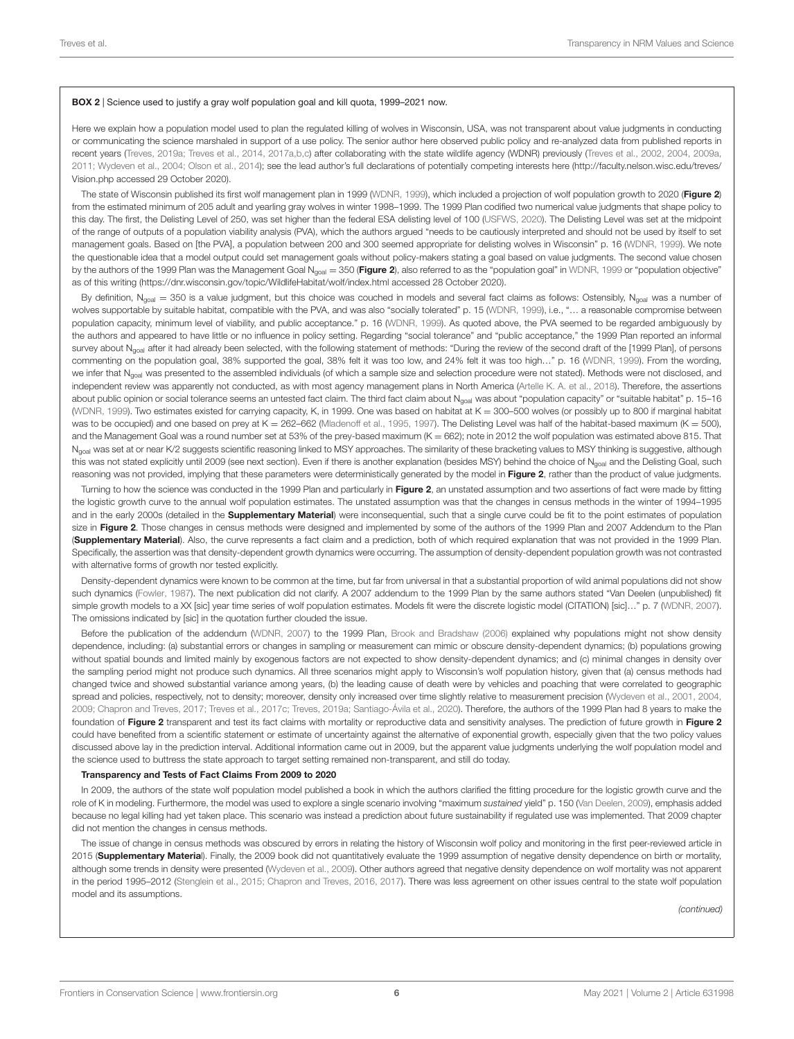**BOX 2** | Science used to justify a gray wolf population goal and kill quota, 1999–2021 now.

Here we explain how a population model used to plan the regulated killing of wolves in Wisconsin, USA, was not transparent about value judgments in conducting or communicating the science marshaled in support of a use policy. The senior author here observed public policy and re-analyzed data from published reports in recent years (Treves, 2019a; Treves et al., 2014, 2017a,b,c) after collaborating with the state wildlife agency (WDNR) previously (Treves et al., 2002, 2004, 2009a, 2011; Wydeven et al., 2004; Olson et al., 2014); see the lead author's full declarations of potentially competing interests here (http://faculty.nelson.wisc.edu/treves/Vision.php accessed 29 October 2020).

The state of Wisconsin published its first wolf management plan in 1999 (WDNR, 1999), which included a projection of wolf population growth to 2020 (**Figure 2**) from the estimated minimum of 205 adult and yearling gray wolves in winter 1998–1999. The 1999 Plan codified two numerical value judgments that shape policy to this day. The first, the Delisting Level of 250, was set higher than the federal ESA delisting level of 100 (USFWS, 2020). The Delisting Level was set at the midpoint of the range of outputs of a population viability analysis (PVA), which the authors argued "needs to be cautiously interpreted and should not be used by itself to set management goals. Based on [the PVA], a population between 200 and 300 seemed appropriate for delisting wolves in Wisconsin" p. 16 (WDNR, 1999). We note the questionable idea that a model output could set management goals without policy-makers stating a goal based on value judgments. The second value chosen by the authors of the 1999 Plan was the Management Goal $N_{goal} = 350$ (**Figure 2**), also referred to as the "population goal" in WDNR, 1999 or "population objective" as of this writing (https://dnr.wisconsin.gov/topic/WildlifeHabitat/wolf/index.html accessed 28 October 2020).

By definition, $N_{goal} = 350$ is a value judgment, but this choice was couched in models and several fact claims as follows: Ostensibly, $N_{goal}$ was a number of wolves supportable by suitable habitat, compatible with the PVA, and was also "socially tolerated" p. 15 (WDNR, 1999), i.e., "… a reasonable compromise between population capacity, minimum level of viability, and public acceptance." p. 16 (WDNR, 1999). As quoted above, the PVA seemed to be regarded ambiguously by the authors and appeared to have little or no influence in policy setting. Regarding "social tolerance" and "public acceptance," the 1999 Plan reported an informal survey about $N_{goal}$ after it had already been selected, with the following statement of methods: "During the review of the second draft of the [1999 Plan], of persons commenting on the population goal, 38% supported the goal, 38% felt it was too low, and 24% felt it was too high…" p. 16 (WDNR, 1999). From the wording, we infer that $N_{goal}$ was presented to the assembled individuals (of which a sample size and selection procedure were not stated). Methods were not disclosed, and independent review was apparently not conducted, as with most agency management plans in North America (Artelle K. A. et al., 2018). Therefore, the assertions about public opinion or social tolerance seems an untested fact claim. The third fact claim about $N_{goal}$ was about "population capacity" or "suitable habitat" p. 15–16 (WDNR, 1999). Two estimates existed for carrying capacity, K, in 1999. One was based on habitat at K = 300–500 wolves (or possibly up to 800 if marginal habitat was to be occupied) and one based on prey at K = 262–662 (Mladenoff et al., 1995, 1997). The Delisting Level was half of the habitat-based maximum (K = 500), and the Management Goal was a round number set at 53% of the prey-based maximum (K = 662); note in 2012 the wolf population was estimated above 815. That $N_{goal}$ was set at or near K/2 suggests scientific reasoning linked to MSY approaches. The similarity of these bracketing values to MSY thinking is suggestive, although this was not stated explicitly until 2009 (see next section). Even if there is another explanation (besides MSY) behind the choice of $N_{goal}$ and the Delisting Goal, such reasoning was not provided, implying that these parameters were deterministically generated by the model in **Figure 2**, rather than the product of value judgments.

Turning to how the science was conducted in the 1999 Plan and particularly in **Figure 2**, an unstated assumption and two assertions of fact were made by fitting the logistic growth curve to the annual wolf population estimates. The unstated assumption was that the changes in census methods in the winter of 1994–1995 and in the early 2000s (detailed in the **Supplementary Material**) were inconsequential, such that a single curve could be fit to the point estimates of population size in **Figure 2**. Those changes in census methods were designed and implemented by some of the authors of the 1999 Plan and 2007 Addendum to the Plan (**Supplementary Material**). Also, the curve represents a fact claim and a prediction, both of which required explanation that was not provided in the 1999 Plan. Specifically, the assertion was that density-dependent growth dynamics were occurring. The assumption of density-dependent population growth was not contrasted with alternative forms of growth nor tested explicitly.

Density-dependent dynamics were known to be common at the time, but far from universal in that a substantial proportion of wild animal populations did not show such dynamics (Fowler, 1987). The next publication did not clarify. A 2007 addendum to the 1999 Plan by the same authors stated "Van Deelen (unpublished) fit simple growth models to a XX [sic] year time series of wolf population estimates. Models fit were the discrete logistic model (CITATION) [sic]…" p. 7 (WDNR, 2007). The omissions indicated by [sic] in the quotation further clouded the issue.

Before the publication of the addendum (WDNR, 2007) to the 1999 Plan, Brook and Bradshaw (2006) explained why populations might not show density dependence, including: (a) substantial errors or changes in sampling or measurement can mimic or obscure density-dependent dynamics; (b) populations growing without spatial bounds and limited mainly by exogenous factors are not expected to show density-dependent dynamics; and (c) minimal changes in density over the sampling period might not produce such dynamics. All three scenarios might apply to Wisconsin's wolf population history, given that (a) census methods had changed twice and showed substantial variance among years, (b) the leading cause of death were by vehicles and poaching that were correlated to geographic spread and policies, respectively, not to density; moreover, density only increased over time slightly relative to measurement precision (Wydeven et al., 2001, 2004, 2009; Chapron and Treves, 2017; Treves et al., 2017c; Treves, 2019a; Santiago-Ávila et al., 2020). Therefore, the authors of the 1999 Plan had 8 years to make the foundation of **Figure 2** transparent and test its fact claims with mortality or reproductive data and sensitivity analyses. The prediction of future growth in **Figure 2** could have benefited from a scientific statement or estimate of uncertainty against the alternative of exponential growth, especially given that the two policy values discussed above lay in the prediction interval. Additional information came out in 2009, but the apparent value judgments underlying the wolf population model and the science used to buttress the state approach to target setting remained non-transparent, and still do today.

**Transparency and Tests of Fact Claims From 2009 to 2020**

In 2009, the authors of the state wolf population model published a book in which the authors clarified the fitting procedure for the logistic growth curve and the role of K in modeling. Furthermore, the model was used to explore a single scenario involving "maximum *sustained* yield" p. 150 (Van Deelen, 2009), emphasis added because no legal killing had yet taken place. This scenario was instead a prediction about future sustainability if regulated use was implemented. That 2009 chapter did not mention the changes in census methods.

The issue of change in census methods was obscured by errors in relating the history of Wisconsin wolf policy and monitoring in the first peer-reviewed article in 2015 (**Supplementary Material**). Finally, the 2009 book did not quantitatively evaluate the 1999 assumption of negative density dependence on birth or mortality, although some trends in density were presented (Wydeven et al., 2009). Other authors agreed that negative density dependence on wolf mortality was not apparent in the period 1995–2012 (Stenglein et al., 2015; Chapron and Treves, 2016, 2017). There was less agreement on other issues central to the state wolf population model and its assumptions.

*(continued)*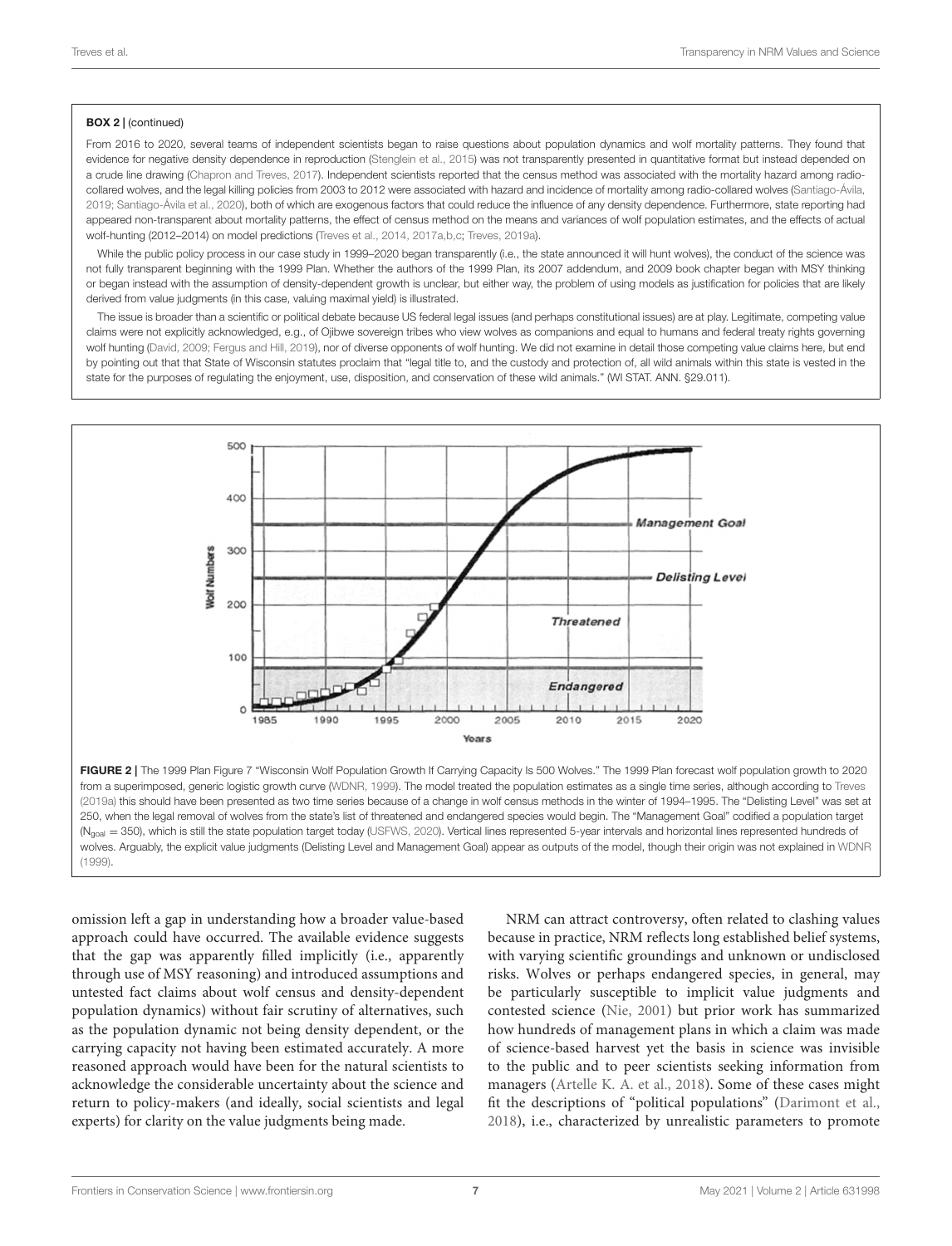**BOX 2 | (continued)**

From 2016 to 2020, several teams of independent scientists began to raise questions about population dynamics and wolf mortality patterns. They found that evidence for negative density dependence in reproduction (Stenglein et al., 2015) was not transparently presented in quantitative format but instead depended on a crude line drawing (Chapron and Treves, 2017). Independent scientists reported that the census method was associated with the mortality hazard among radio-collared wolves, and the legal killing policies from 2003 to 2012 were associated with hazard and incidence of mortality among radio-collared wolves (Santiago-Ávila, 2019; Santiago-Ávila et al., 2020), both of which are exogenous factors that could reduce the influence of any density dependence. Furthermore, state reporting had appeared non-transparent about mortality patterns, the effect of census method on the means and variances of wolf population estimates, and the effects of actual wolf-hunting (2012–2014) on model predictions (Treves et al., 2014, 2017a,b,c; Treves, 2019a).

While the public policy process in our case study in 1999–2020 began transparently (i.e., the state announced it will hunt wolves), the conduct of the science was not fully transparent beginning with the 1999 Plan. Whether the authors of the 1999 Plan, its 2007 addendum, and 2009 book chapter began with MSY thinking or began instead with the assumption of density-dependent growth is unclear, but either way, the problem of using models as justification for policies that are likely derived from value judgments (in this case, valuing maximal yield) is illustrated.

The issue is broader than a scientific or political debate because US federal legal issues (and perhaps constitutional issues) are at play. Legitimate, competing value claims were not explicitly acknowledged, e.g., of Ojibwe sovereign tribes who view wolves as companions and equal to humans and federal treaty rights governing wolf hunting (David, 2009; Fergus and Hill, 2019), nor of diverse opponents of wolf hunting. We did not examine in detail those competing value claims here, but end by pointing out that that State of Wisconsin statutes proclaim that "legal title to, and the custody and protection of, all wild animals within this state is vested in the state for the purposes of regulating the enjoyment, use, disposition, and conservation of these wild animals." (WI STAT. ANN. §29.011).

**FIGURE 2 |** The 1999 Plan Figure 7 "Wisconsin Wolf Population Growth If Carrying Capacity Is 500 Wolves." The 1999 Plan forecast wolf population growth to 2020 from a superimposed, generic logistic growth curve (WDNR, 1999). The model treated the population estimates as a single time series, although according to Treves (2019a) this should have been presented as two time series because of a change in wolf census methods in the winter of 1994–1995. The "Delisting Level" was set at 250, when the legal removal of wolves from the state's list of threatened and endangered species would begin. The "Management Goal" codified a population target ($N_{goal}$ = 350), which is still the state population target today (USFWS, 2020). Vertical lines represented 5-year intervals and horizontal lines represented hundreds of wolves. Arguably, the explicit value judgments (Delisting Level and Management Goal) appear as outputs of the model, though their origin was not explained in WDNR (1999).

omission left a gap in understanding how a broader value-based approach could have occurred. The available evidence suggests that the gap was apparently filled implicitly (i.e., apparently through use of MSY reasoning) and introduced assumptions and untested fact claims about wolf census and density-dependent population dynamics) without fair scrutiny of alternatives, such as the population dynamic not being density dependent, or the carrying capacity not having been estimated accurately. A more reasoned approach would have been for the natural scientists to acknowledge the considerable uncertainty about the science and return to policy-makers (and ideally, social scientists and legal experts) for clarity on the value judgments being made.

NRM can attract controversy, often related to clashing values because in practice, NRM reflects long established belief systems, with varying scientific groundings and unknown or undisclosed risks. Wolves or perhaps endangered species, in general, may be particularly susceptible to implicit value judgments and contested science (Nie, 2001) but prior work has summarized how hundreds of management plans in which a claim was made of science-based harvest yet the basis in science was invisible to the public and to peer scientists seeking information from managers (Artelle K. A. et al., 2018). Some of these cases might fit the descriptions of "political populations" (Darimont et al., 2018), i.e., characterized by unrealistic parameters to promote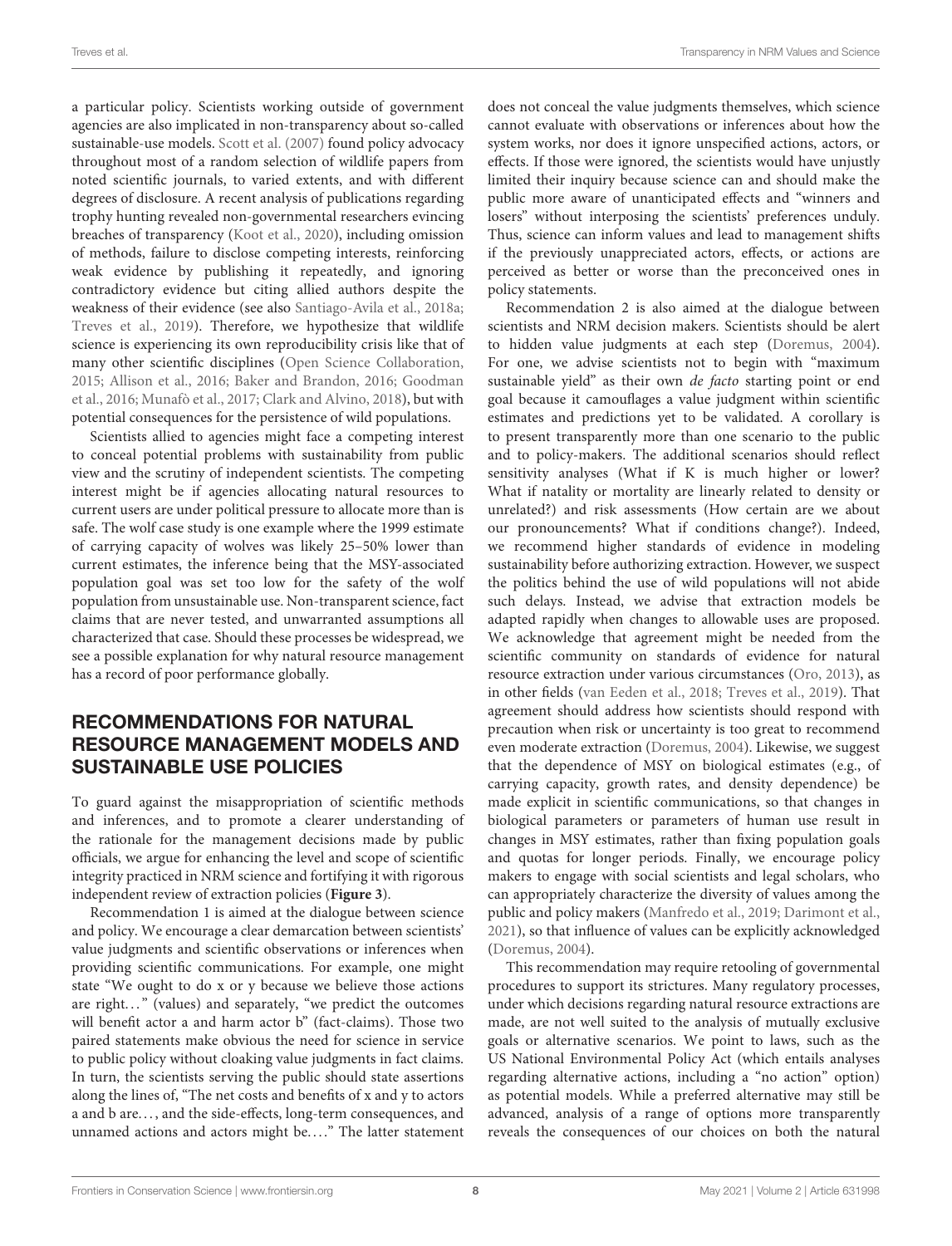a particular policy. Scientists working outside of government agencies are also implicated in non-transparency about so-called sustainable-use models. Scott et al. (2007) found policy advocacy throughout most of a random selection of wildlife papers from noted scientific journals, to varied extents, and with different degrees of disclosure. A recent analysis of publications regarding trophy hunting revealed non-governmental researchers evincing breaches of transparency (Koot et al., 2020), including omission of methods, failure to disclose competing interests, reinforcing weak evidence by publishing it repeatedly, and ignoring contradictory evidence but citing allied authors despite the weakness of their evidence (see also Santiago-Avila et al., 2018a; Treves et al., 2019). Therefore, we hypothesize that wildlife science is experiencing its own reproducibility crisis like that of many other scientific disciplines (Open Science Collaboration, 2015; Allison et al., 2016; Baker and Brandon, 2016; Goodman et al., 2016; Munafò et al., 2017; Clark and Alvino, 2018), but with potential consequences for the persistence of wild populations.

Scientists allied to agencies might face a competing interest to conceal potential problems with sustainability from public view and the scrutiny of independent scientists. The competing interest might be if agencies allocating natural resources to current users are under political pressure to allocate more than is safe. The wolf case study is one example where the 1999 estimate of carrying capacity of wolves was likely 25–50% lower than current estimates, the inference being that the MSY-associated population goal was set too low for the safety of the wolf population from unsustainable use. Non-transparent science, fact claims that are never tested, and unwarranted assumptions all characterized that case. Should these processes be widespread, we see a possible explanation for why natural resource management has a record of poor performance globally.

## RECOMMENDATIONS FOR NATURAL RESOURCE MANAGEMENT MODELS AND SUSTAINABLE USE POLICIES

To guard against the misappropriation of scientific methods and inferences, and to promote a clearer understanding of the rationale for the management decisions made by public officials, we argue for enhancing the level and scope of scientific integrity practiced in NRM science and fortifying it with rigorous independent review of extraction policies (**Figure 3**).

Recommendation 1 is aimed at the dialogue between science and policy. We encourage a clear demarcation between scientists' value judgments and scientific observations or inferences when providing scientific communications. For example, one might state "We ought to do x or y because we believe those actions are right…" (values) and separately, "we predict the outcomes will benefit actor a and harm actor b" (fact-claims). Those two paired statements make obvious the need for science in service to public policy without cloaking value judgments in fact claims. In turn, the scientists serving the public should state assertions along the lines of, "The net costs and benefits of x and y to actors a and b are…, and the side-effects, long-term consequences, and unnamed actions and actors might be…." The latter statement does not conceal the value judgments themselves, which science cannot evaluate with observations or inferences about how the system works, nor does it ignore unspecified actions, actors, or effects. If those were ignored, the scientists would have unjustly limited their inquiry because science can and should make the public more aware of unanticipated effects and "winners and losers" without interposing the scientists' preferences unduly. Thus, science can inform values and lead to management shifts if the previously unappreciated actors, effects, or actions are perceived as better or worse than the preconceived ones in policy statements.

Recommendation 2 is also aimed at the dialogue between scientists and NRM decision makers. Scientists should be alert to hidden value judgments at each step (Doremus, 2004). For one, we advise scientists not to begin with "maximum sustainable yield" as their own *de facto* starting point or end goal because it camouflages a value judgment within scientific estimates and predictions yet to be validated. A corollary is to present transparently more than one scenario to the public and to policy-makers. The additional scenarios should reflect sensitivity analyses (What if K is much higher or lower? What if natality or mortality are linearly related to density or unrelated?) and risk assessments (How certain are we about our pronouncements? What if conditions change?). Indeed, we recommend higher standards of evidence in modeling sustainability before authorizing extraction. However, we suspect the politics behind the use of wild populations will not abide such delays. Instead, we advise that extraction models be adapted rapidly when changes to allowable uses are proposed. We acknowledge that agreement might be needed from the scientific community on standards of evidence for natural resource extraction under various circumstances (Oro, 2013), as in other fields (van Eeden et al., 2018; Treves et al., 2019). That agreement should address how scientists should respond with precaution when risk or uncertainty is too great to recommend even moderate extraction (Doremus, 2004). Likewise, we suggest that the dependence of MSY on biological estimates (e.g., of carrying capacity, growth rates, and density dependence) be made explicit in scientific communications, so that changes in biological parameters or parameters of human use result in changes in MSY estimates, rather than fixing population goals and quotas for longer periods. Finally, we encourage policy makers to engage with social scientists and legal scholars, who can appropriately characterize the diversity of values among the public and policy makers (Manfredo et al., 2019; Darimont et al., 2021), so that influence of values can be explicitly acknowledged (Doremus, 2004).

This recommendation may require retooling of governmental procedures to support its strictures. Many regulatory processes, under which decisions regarding natural resource extractions are made, are not well suited to the analysis of mutually exclusive goals or alternative scenarios. We point to laws, such as the US National Environmental Policy Act (which entails analyses regarding alternative actions, including a "no action" option) as potential models. While a preferred alternative may still be advanced, analysis of a range of options more transparently reveals the consequences of our choices on both the natural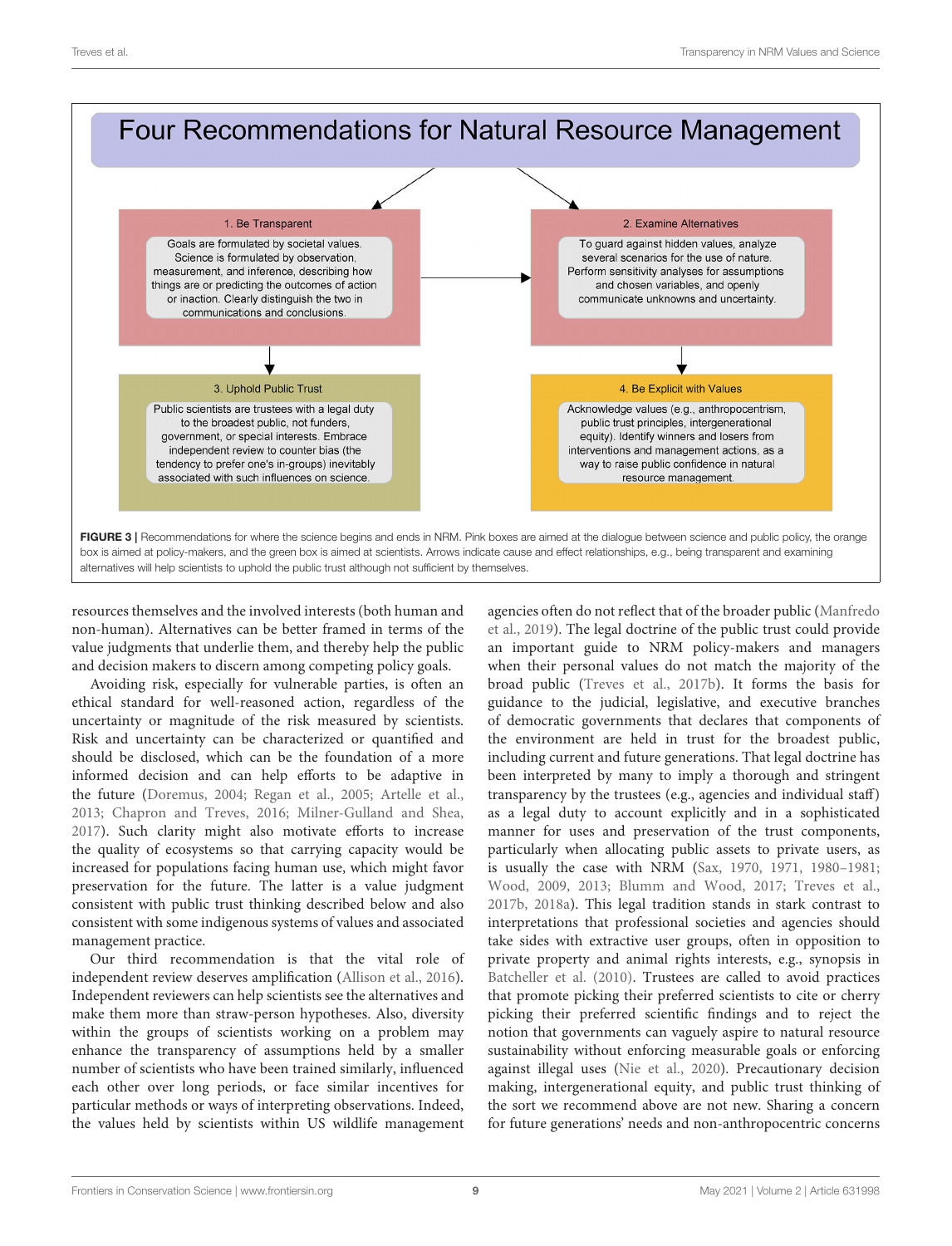**Four Recommendations for Natural Resource Management**

**1. Be Transparent**

Goals are formulated by societal values. Science is formulated by observation, measurement, and inference, describing how things are or predicting the outcomes of action or inaction. Clearly distinguish the two in communications and conclusions.

**2. Examine Alternatives**

To guard against hidden values, analyze several scenarios for the use of nature. Perform sensitivity analyses for assumptions and chosen variables, and openly communicate unknowns and uncertainty.

**3. Uphold Public Trust**

Public scientists are trustees with a legal duty to the broadest public, not funders, government, or special interests. Embrace independent review to counter bias (the tendency to prefer one's in-groups) inevitably associated with such influences on science.

**4. Be Explicit with Values**

Acknowledge values (e.g., anthropocentrism, public trust principles, intergenerational equity). Identify winners and losers from interventions and management actions, as a way to raise public confidence in natural resource management.

**FIGURE 3 |** Recommendations for where the science begins and ends in NRM. Pink boxes are aimed at the dialogue between science and public policy, the orange box is aimed at policy-makers, and the green box is aimed at scientists. Arrows indicate cause and effect relationships, e.g., being transparent and examining alternatives will help scientists to uphold the public trust although not sufficient by themselves.

resources themselves and the involved interests (both human and non-human). Alternatives can be better framed in terms of the value judgments that underlie them, and thereby help the public and decision makers to discern among competing policy goals.

Avoiding risk, especially for vulnerable parties, is often an ethical standard for well-reasoned action, regardless of the uncertainty or magnitude of the risk measured by scientists. Risk and uncertainty can be characterized or quantified and should be disclosed, which can be the foundation of a more informed decision and can help efforts to be adaptive in the future (Doremus, 2004; Regan et al., 2005; Artelle et al., 2013; Chapron and Treves, 2016; Milner-Gulland and Shea, 2017). Such clarity might also motivate efforts to increase the quality of ecosystems so that carrying capacity would be increased for populations facing human use, which might favor preservation for the future. The latter is a value judgment consistent with public trust thinking described below and also consistent with some indigenous systems of values and associated management practice.

Our third recommendation is that the vital role of independent review deserves amplification (Allison et al., 2016). Independent reviewers can help scientists see the alternatives and make them more than straw-person hypotheses. Also, diversity within the groups of scientists working on a problem may enhance the transparency of assumptions held by a smaller number of scientists who have been trained similarly, influenced each other over long periods, or face similar incentives for particular methods or ways of interpreting observations. Indeed, the values held by scientists within US wildlife management agencies often do not reflect that of the broader public (Manfredo et al., 2019). The legal doctrine of the public trust could provide an important guide to NRM policy-makers and managers when their personal values do not match the majority of the broad public (Treves et al., 2017b). It forms the basis for guidance to the judicial, legislative, and executive branches of democratic governments that declares that components of the environment are held in trust for the broadest public, including current and future generations. That legal doctrine has been interpreted by many to imply a thorough and stringent transparency by the trustees (e.g., agencies and individual staff) as a legal duty to account explicitly and in a sophisticated manner for uses and preservation of the trust components, particularly when allocating public assets to private users, as is usually the case with NRM (Sax, 1970, 1971, 1980–1981; Wood, 2009, 2013; Blumm and Wood, 2017; Treves et al., 2017b, 2018a). This legal tradition stands in stark contrast to interpretations that professional societies and agencies should take sides with extractive user groups, often in opposition to private property and animal rights interests, e.g., synopsis in Batcheller et al. (2010). Trustees are called to avoid practices that promote picking their preferred scientists to cite or cherry picking their preferred scientific findings and to reject the notion that governments can vaguely aspire to natural resource sustainability without enforcing measurable goals or enforcing against illegal uses (Nie et al., 2020). Precautionary decision making, intergenerational equity, and public trust thinking of the sort we recommend above are not new. Sharing a concern for future generations' needs and non-anthropocentric concerns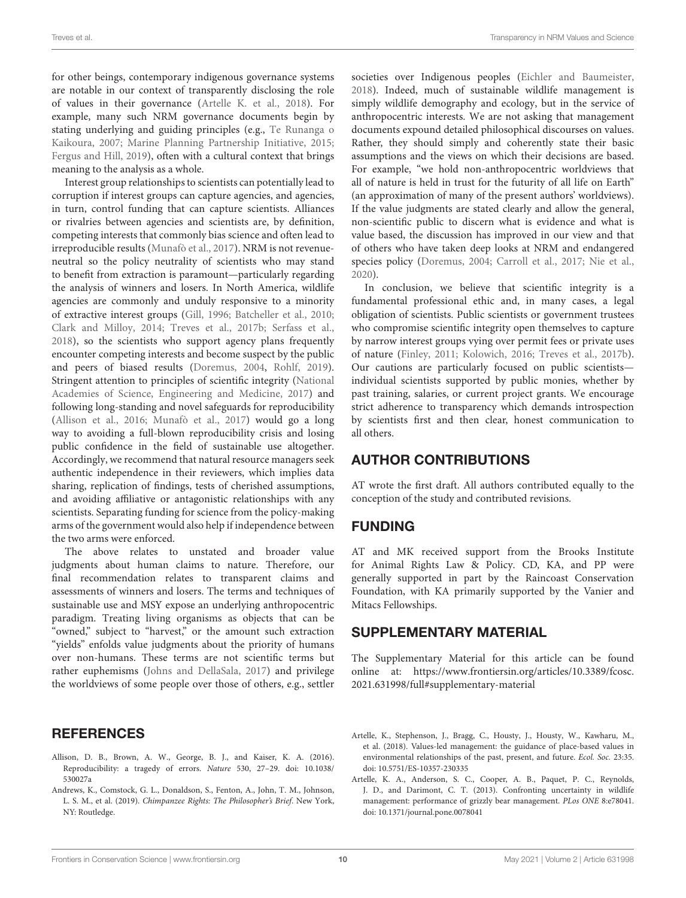for other beings, contemporary indigenous governance systems are notable in our context of transparently disclosing the role of values in their governance (Artelle K. et al., 2018). For example, many such NRM governance documents begin by stating underlying and guiding principles (e.g., Te Runanga o Kaikoura, 2007; Marine Planning Partnership Initiative, 2015; Fergus and Hill, 2019), often with a cultural context that brings meaning to the analysis as a whole.

Interest group relationships to scientists can potentially lead to corruption if interest groups can capture agencies, and agencies, in turn, control funding that can capture scientists. Alliances or rivalries between agencies and scientists are, by definition, competing interests that commonly bias science and often lead to irreproducible results (Munafò et al., 2017). NRM is not revenue-neutral so the policy neutrality of scientists who may stand to benefit from extraction is paramount—particularly regarding the analysis of winners and losers. In North America, wildlife agencies are commonly and unduly responsive to a minority of extractive interest groups (Gill, 1996; Batcheller et al., 2010; Clark and Milloy, 2014; Treves et al., 2017b; Serfass et al., 2018), so the scientists who support agency plans frequently encounter competing interests and become suspect by the public and peers of biased results (Doremus, 2004, Rohlf, 2019). Stringent attention to principles of scientific integrity (National Academies of Science, Engineering and Medicine, 2017) and following long-standing and novel safeguards for reproducibility (Allison et al., 2016; Munafò et al., 2017) would go a long way to avoiding a full-blown reproducibility crisis and losing public confidence in the field of sustainable use altogether. Accordingly, we recommend that natural resource managers seek authentic independence in their reviewers, which implies data sharing, replication of findings, tests of cherished assumptions, and avoiding affiliative or antagonistic relationships with any scientists. Separating funding for science from the policy-making arms of the government would also help if independence between the two arms were enforced.

The above relates to unstated and broader value judgments about human claims to nature. Therefore, our final recommendation relates to transparent claims and assessments of winners and losers. The terms and techniques of sustainable use and MSY expose an underlying anthropocentric paradigm. Treating living organisms as objects that can be "owned," subject to "harvest," or the amount such extraction "yields" enfolds value judgments about the priority of humans over non-humans. These terms are not scientific terms but rather euphemisms (Johns and DellaSala, 2017) and privilege the worldviews of some people over those of others, e.g., settler societies over Indigenous peoples (Eichler and Baumeister, 2018). Indeed, much of sustainable wildlife management is simply wildlife demography and ecology, but in the service of anthropocentric interests. We are not asking that management documents expound detailed philosophical discourses on values. Rather, they should simply and coherently state their basic assumptions and the views on which their decisions are based. For example, "we hold non-anthropocentric worldviews that all of nature is held in trust for the futurity of all life on Earth" (an approximation of many of the present authors' worldviews). If the value judgments are stated clearly and allow the general, non-scientific public to discern what is evidence and what is value based, the discussion has improved in our view and that of others who have taken deep looks at NRM and endangered species policy (Doremus, 2004; Carroll et al., 2017; Nie et al., 2020).

In conclusion, we believe that scientific integrity is a fundamental professional ethic and, in many cases, a legal obligation of scientists. Public scientists or government trustees who compromise scientific integrity open themselves to capture by narrow interest groups vying over permit fees or private uses of nature (Finley, 2011; Kolowich, 2016; Treves et al., 2017b). Our cautions are particularly focused on public scientists—individual scientists supported by public monies, whether by past training, salaries, or current project grants. We encourage strict adherence to transparency which demands introspection by scientists first and then clear, honest communication to all others.

## AUTHOR CONTRIBUTIONS

AT wrote the first draft. All authors contributed equally to the conception of the study and contributed revisions.

## FUNDING

AT and MK received support from the Brooks Institute for Animal Rights Law & Policy. CD, KA, and PP were generally supported in part by the Raincoast Conservation Foundation, with KA primarily supported by the Vanier and Mitacs Fellowships.

## SUPPLEMENTARY MATERIAL

The Supplementary Material for this article can be found online at: https://www.frontiersin.org/articles/10.3389/fcosc.2021.631998/full#supplementary-material

## REFERENCES

Allison, D. B., Brown, A. W., George, B. J., and Kaiser, K. A. (2016). Reproducibility: a tragedy of errors. *Nature* 530, 27–29. doi: 10.1038/530027a

Andrews, K., Comstock, G. L., Donaldson, S., Fenton, A., John, T. M., Johnson, L. S. M., et al. (2019). *Chimpanzee Rights: The Philosopher's Brief*. New York, NY: Routledge.

Artelle, K., Stephenson, J., Bragg, C., Housty, J., Housty, W., Kawharu, M., et al. (2018). Values-led management: the guidance of place-based values in environmental relationships of the past, present, and future. *Ecol. Soc.* 23:35. doi: 10.5751/ES-10357-230335

Artelle, K. A., Anderson, S. C., Cooper, A. B., Paquet, P. C., Reynolds, J. D., and Darimont, C. T. (2013). Confronting uncertainty in wildlife management: performance of grizzly bear management. *PLos ONE* 8:e78041. doi: 10.1371/journal.pone.0078041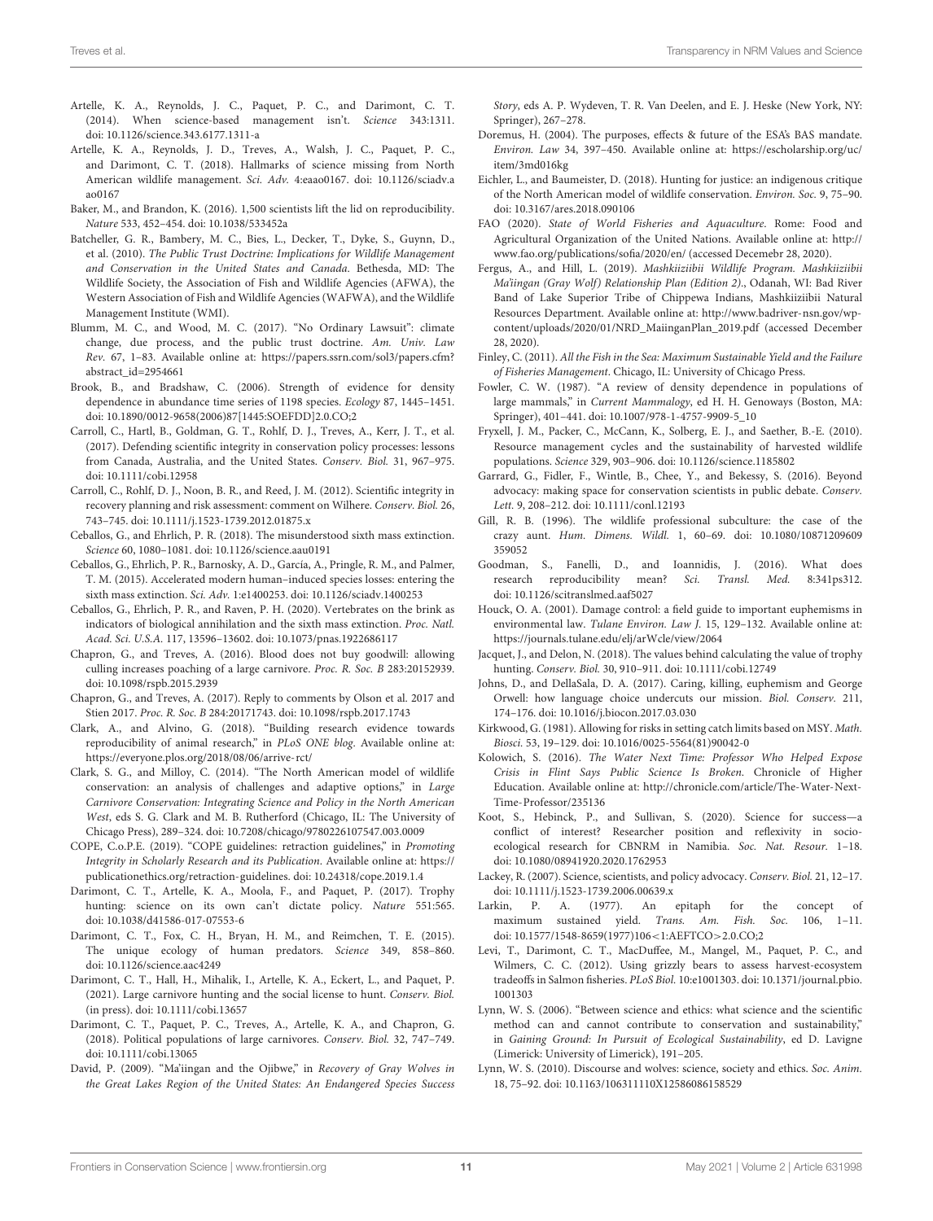Artelle, K. A., Reynolds, J. C., Paquet, P. C., and Darimont, C. T. (2014). When science-based management isn't. *Science* 343:1311. doi: 10.1126/science.343.6177.1311-a

Artelle, K. A., Reynolds, J. D., Treves, A., Walsh, J. C., Paquet, P. C., and Darimont, C. T. (2018). Hallmarks of science missing from North American wildlife management. *Sci. Adv.* 4:eaao0167. doi: 10.1126/sciadv.aao0167

Baker, M., and Brandon, K. (2016). 1,500 scientists lift the lid on reproducibility. *Nature* 533, 452–454. doi: 10.1038/533452a

Batcheller, G. R., Bambery, M. C., Bies, L., Decker, T., Dyke, S., Guynn, D., et al. (2010). *The Public Trust Doctrine: Implications for Wildlife Management and Conservation in the United States and Canada*. Bethesda, MD: The Wildlife Society, the Association of Fish and Wildlife Agencies (AFWA), the Western Association of Fish and Wildlife Agencies (WAFWA), and the Wildlife Management Institute (WMI).

Blumm, M. C., and Wood, M. C. (2017). "No Ordinary Lawsuit": climate change, due process, and the public trust doctrine. *Am. Univ. Law Rev.* 67, 1–83. Available online at: https://papers.ssrn.com/sol3/papers.cfm?abstract_id=2954661

Brook, B., and Bradshaw, C. (2006). Strength of evidence for density dependence in abundance time series of 1198 species. *Ecology* 87, 1445–1451. doi: 10.1890/0012-9658(2006)87[1445:SOEFDD]2.0.CO;2

Carroll, C., Hartl, B., Goldman, G. T., Rohlf, D. J., Treves, A., Kerr, J. T., et al. (2017). Defending scientific integrity in conservation policy processes: lessons from Canada, Australia, and the United States. *Conserv. Biol.* 31, 967–975. doi: 10.1111/cobi.12958

Carroll, C., Rohlf, D. J., Noon, B. R., and Reed, J. M. (2012). Scientific integrity in recovery planning and risk assessment: comment on Wilhere. *Conserv. Biol.* 26, 743–745. doi: 10.1111/j.1523-1739.2012.01875.x

Ceballos, G., and Ehrlich, P. R. (2018). The misunderstood sixth mass extinction. *Science* 60, 1080–1081. doi: 10.1126/science.aau0191

Ceballos, G., Ehrlich, P. R., Barnosky, A. D., García, A., Pringle, R. M., and Palmer, T. M. (2015). Accelerated modern human–induced species losses: entering the sixth mass extinction. *Sci. Adv.* 1:e1400253. doi: 10.1126/sciadv.1400253

Ceballos, G., Ehrlich, P. R., and Raven, P. H. (2020). Vertebrates on the brink as indicators of biological annihilation and the sixth mass extinction. *Proc. Natl. Acad. Sci. U.S.A.* 117, 13596–13602. doi: 10.1073/pnas.1922686117

Chapron, G., and Treves, A. (2016). Blood does not buy goodwill: allowing culling increases poaching of a large carnivore. *Proc. R. Soc. B* 283:20152939. doi: 10.1098/rspb.2015.2939

Chapron, G., and Treves, A. (2017). Reply to comments by Olson et al. 2017 and Stien 2017. *Proc. R. Soc. B* 284:20171743. doi: 10.1098/rspb.2017.1743

Clark, A., and Alvino, G. (2018). "Building research evidence towards reproducibility of animal research," in *PLoS ONE blog*. Available online at: https://everyone.plos.org/2018/08/06/arrive-rct/

Clark, S. G., and Milloy, C. (2014). "The North American model of wildlife conservation: an analysis of challenges and adaptive options," in *Large Carnivore Conservation: Integrating Science and Policy in the North American West*, eds S. G. Clark and M. B. Rutherford (Chicago, IL: The University of Chicago Press), 289–324. doi: 10.7208/chicago/9780226107547.003.0009

COPE, C.o.P.E. (2019). "COPE guidelines: retraction guidelines," in *Promoting Integrity in Scholarly Research and its Publication*. Available online at: https://publicationethics.org/retraction-guidelines. doi: 10.24318/cope.2019.1.4

Darimont, C. T., Artelle, K. A., Moola, F., and Paquet, P. (2017). Trophy hunting: science on its own can't dictate policy. *Nature* 551:565. doi: 10.1038/d41586-017-07553-6

Darimont, C. T., Fox, C. H., Bryan, H. M., and Reimchen, T. E. (2015). The unique ecology of human predators. *Science* 349, 858–860. doi: 10.1126/science.aac4249

Darimont, C. T., Hall, H., Mihalik, I., Artelle, K. A., Eckert, L., and Paquet, P. (2021). Large carnivore hunting and the social license to hunt. *Conserv. Biol.* (in press). doi: 10.1111/cobi.13657

Darimont, C. T., Paquet, P. C., Treves, A., Artelle, K. A., and Chapron, G. (2018). Political populations of large carnivores. *Conserv. Biol.* 32, 747–749. doi: 10.1111/cobi.13065

David, P. (2009). "Ma'iingan and the Ojibwe," in *Recovery of Gray Wolves in the Great Lakes Region of the United States: An Endangered Species Success Story*, eds A. P. Wydeven, T. R. Van Deelen, and E. J. Heske (New York, NY: Springer), 267–278.

Doremus, H. (2004). The purposes, effects & future of the ESA's BAS mandate. *Environ. Law* 34, 397–450. Available online at: https://escholarship.org/uc/item/3md016kg

Eichler, L., and Baumeister, D. (2018). Hunting for justice: an indigenous critique of the North American model of wildlife conservation. *Environ. Soc.* 9, 75–90. doi: 10.3167/ares.2018.090106

FAO (2020). *State of World Fisheries and Aquaculture*. Rome: Food and Agricultural Organization of the United Nations. Available online at: http://www.fao.org/publications/sofia/2020/en/ (accessed Decemebr 28, 2020).

Fergus, A., and Hill, L. (2019). *Mashkiiziibii Wildlife Program. Mashkiiziibii Ma'iingan (Gray Wolf) Relationship Plan (Edition 2)*., Odanah, WI: Bad River Band of Lake Superior Tribe of Chippewa Indians, Mashkiiziibii Natural Resources Department. Available online at: http://www.badriver-nsn.gov/wp-content/uploads/2020/01/NRD_MaiinganPlan_2019.pdf (accessed December 28, 2020).

Finley, C. (2011). *All the Fish in the Sea: Maximum Sustainable Yield and the Failure of Fisheries Management*. Chicago, IL: University of Chicago Press.

Fowler, C. W. (1987). "A review of density dependence in populations of large mammals," in *Current Mammalogy*, ed H. H. Genoways (Boston, MA: Springer), 401–441. doi: 10.1007/978-1-4757-9909-5_10

Fryxell, J. M., Packer, C., McCann, K., Solberg, E. J., and Saether, B.-E. (2010). Resource management cycles and the sustainability of harvested wildlife populations. *Science* 329, 903–906. doi: 10.1126/science.1185802

Garrard, G., Fidler, F., Wintle, B., Chee, Y., and Bekessy, S. (2016). Beyond advocacy: making space for conservation scientists in public debate. *Conserv. Lett.* 9, 208–212. doi: 10.1111/conl.12193

Gill, R. B. (1996). The wildlife professional subculture: the case of the crazy aunt. *Hum. Dimens. Wildl.* 1, 60–69. doi: 10.1080/10871209609359052

Goodman, S., Fanelli, D., and Ioannidis, J. (2016). What does research reproducibility mean? *Sci. Transl. Med.* 8:341ps312. doi: 10.1126/scitranslmed.aaf5027

Houck, O. A. (2001). Damage control: a field guide to important euphemisms in environmental law. *Tulane Environ. Law J.* 15, 129–132. Available online at: https://journals.tulane.edu/elj/arWcle/view/2064

Jacquet, J., and Delon, N. (2018). The values behind calculating the value of trophy hunting. *Conserv. Biol.* 30, 910–911. doi: 10.1111/cobi.12749

Johns, D., and DellaSala, D. A. (2017). Caring, killing, euphemism and George Orwell: how language choice undercuts our mission. *Biol. Conserv.* 211, 174–176. doi: 10.1016/j.biocon.2017.03.030

Kirkwood, G. (1981). Allowing for risks in setting catch limits based on MSY. *Math. Biosci.* 53, 19–129. doi: 10.1016/0025-5564(81)90042-0

Kolowich, S. (2016). *The Water Next Time: Professor Who Helped Expose Crisis in Flint Says Public Science Is Broken*. Chronicle of Higher Education. Available online at: http://chronicle.com/article/The-Water-Next-Time-Professor/235136

Koot, S., Hebinck, P., and Sullivan, S. (2020). Science for success—a conflict of interest? Researcher position and reflexivity in socio-ecological research for CBNRM in Namibia. *Soc. Nat. Resour.* 1–18. doi: 10.1080/08941920.2020.1762953

Lackey, R. (2007). Science, scientists, and policy advocacy. *Conserv. Biol.* 21, 12–17. doi: 10.1111/j.1523-1739.2006.00639.x

Larkin, P. A. (1977). An epitaph for the concept of maximum sustained yield. *Trans. Am. Fish. Soc.* 106, 1–11. doi: 10.1577/1548-8659(1977)106<1:AEFTCO>2.0.CO;2

Levi, T., Darimont, C. T., MacDuffee, M., Mangel, M., Paquet, P. C., and Wilmers, C. C. (2012). Using grizzly bears to assess harvest-ecosystem tradeoffs in Salmon fisheries. *PLoS Biol.* 10:e1001303. doi: 10.1371/journal.pbio.1001303

Lynn, W. S. (2006). "Between science and ethics: what science and the scientific method can and cannot contribute to conservation and sustainability," in *Gaining Ground: In Pursuit of Ecological Sustainability*, ed D. Lavigne (Limerick: University of Limerick), 191–205.

Lynn, W. S. (2010). Discourse and wolves: science, society and ethics. *Soc. Anim.* 18, 75–92. doi: 10.1163/106311110X12586086158529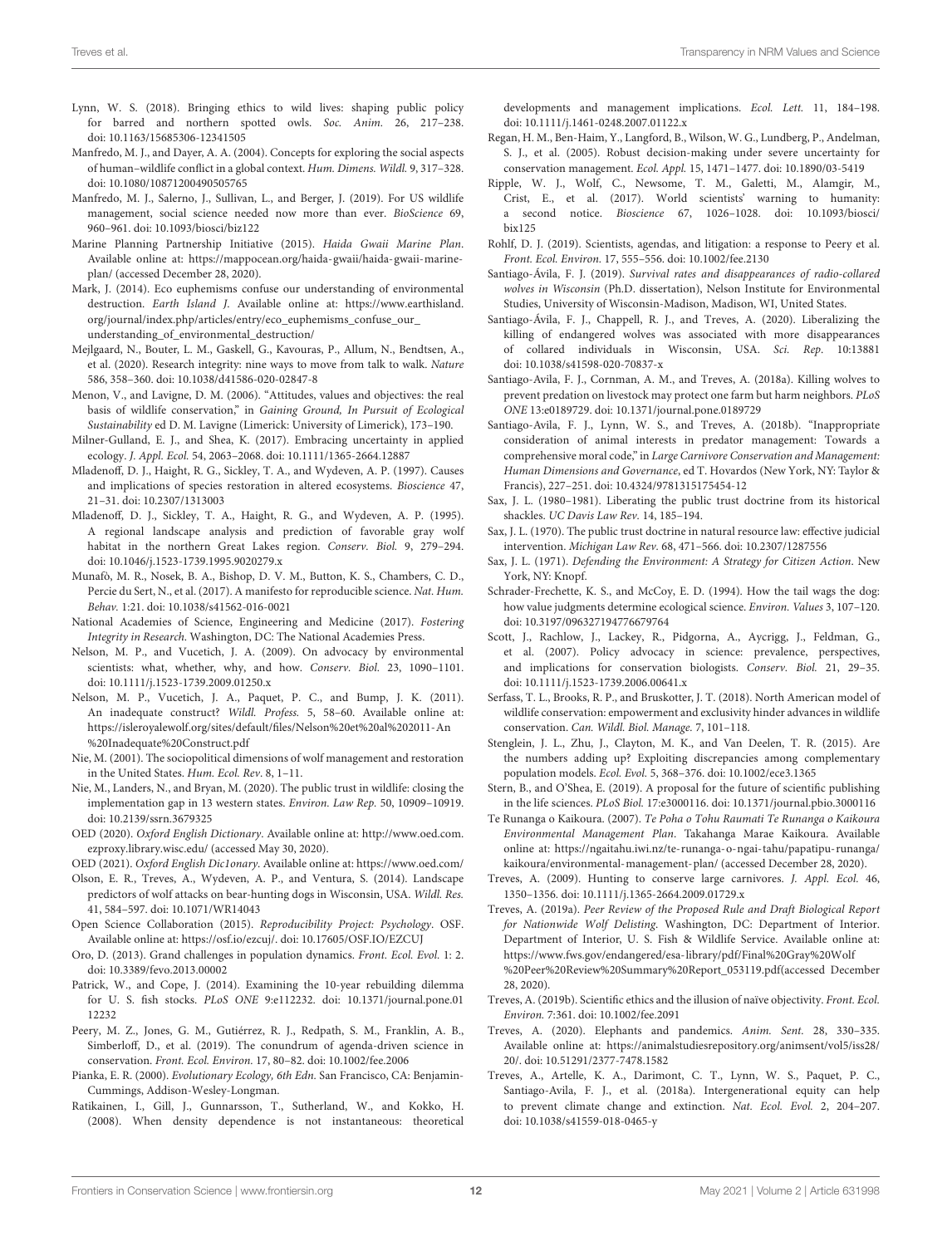Lynn, W. S. (2018). Bringing ethics to wild lives: shaping public policy for barred and northern spotted owls. *Soc. Animal.* 26, 217–238. doi: 10.1163/15685306-12341505

Manfredo, M. J., and Dayer, A. A. (2004). Concepts for exploring the social aspects of human–wildlife conflict in a global context. *Hum. Dimens. Wildl.* 9, 317–328. doi: 10.1080/10871200490505765

Manfredo, M. J., Salerno, J., Sullivan, L., and Berger, J. (2019). For US wildlife management, social science needed now more than ever. *BioScience* 69, 960–961. doi: 10.1093/biosci/biz122

Marine Planning Partnership Initiative (2015). *Haida Gwaii Marine Plan*. Available online at: https://mappocean.org/haida-gwaii/haida-gwaii-marine-plan/ (accessed December 28, 2020).

Mark, J. (2014). Eco euphemisms confuse our understanding of environmental destruction. *Earth Island J.* Available online at: https://www.earthisland.org/journal/index.php/articles/entry/eco_euphemisms_confuse_our_understanding_of_environmental_destruction/

Mejlgaard, N., Bouter, L. M., Gaskell, G., Kavouras, P., Allum, N., Bendtsen, A., et al. (2020). Research integrity: nine ways to move from talk to walk. *Nature* 586, 358–360. doi: 10.1038/d41586-020-02847-8

Menon, V., and Lavigne, D. M. (2006). "Attitudes, values and objectives: the real basis of wildlife conservation," in *Gaining Ground, In Pursuit of Ecological Sustainability* ed D. M. Lavigne (Limerick: University of Limerick), 173–190.

Milner-Gulland, E. J., and Shea, K. (2017). Embracing uncertainty in applied ecology. *J. Appl. Ecol.* 54, 2063–2068. doi: 10.1111/1365-2664.12887

Mladenoff, D. J., Haight, R. G., Sickley, T. A., and Wydeven, A. P. (1997). Causes and implications of species restoration in altered ecosystems. *Bioscience* 47, 21–31. doi: 10.2307/1313003

Mladenoff, D. J., Sickley, T. A., Haight, R. G., and Wydeven, A. P. (1995). A regional landscape analysis and prediction of favorable gray wolf habitat in the northern Great Lakes region. *Conserv. Biol.* 9, 279–294. doi: 10.1046/j.1523-1739.1995.9020279.x

Munafò, M. R., Nosek, B. A., Bishop, D. V. M., Button, K. S., Chambers, C. D., Percie du Sert, N., et al. (2017). A manifesto for reproducible science. *Nat. Hum. Behav.* 1:21. doi: 10.1038/s41562-016-0021

National Academies of Science, Engineering and Medicine (2017). *Fostering Integrity in Research*. Washington, DC: The National Academies Press.

Nelson, M. P., and Vucetich, J. A. (2009). On advocacy by environmental scientists: what, whether, why, and how. *Conserv. Biol.* 23, 1090–1101. doi: 10.1111/j.1523-1739.2009.01250.x

Nelson, M. P., Vucetich, J. A., Paquet, P. C., and Bump, J. K. (2011). An inadequate construct? *Wildl. Profess.* 5, 58–60. Available online at: https://isleroyalewolf.org/sites/default/files/Nelson%20et%20al%202011-An%20Inadequate%20Construct.pdf

Nie, M. (2001). The sociopolitical dimensions of wolf management and restoration in the United States. *Hum. Ecol. Rev.* 8, 1–11.

Nie, M., Landers, N., and Bryan, M. (2020). The public trust in wildlife: closing the implementation gap in 13 western states. *Environ. Law Rep.* 50, 10909–10919. doi: 10.2139/ssrn.3679325

OED (2020). *Oxford English Dictionary*. Available online at: http://www.oed.com.ezproxy.library.wisc.edu/ (accessed May 30, 2020).

OED (2021). *Oxford English Dic1onary*. Available online at: https://www.oed.com/

Olson, E. R., Treves, A., Wydeven, A. P., and Ventura, S. (2014). Landscape predictors of wolf attacks on bear-hunting dogs in Wisconsin, USA. *Wildl. Res.* 41, 584–597. doi: 10.1071/WR14043

Open Science Collaboration (2015). *Reproducibility Project: Psychology*. OSF. Available online at: https://osf.io/ezcuj/. doi: 10.17605/OSF.IO/EZCUJ

Oro, D. (2013). Grand challenges in population dynamics. *Front. Ecol. Evol.* 1: 2. doi: 10.3389/fevo.2013.00002

Patrick, W., and Cope, J. (2014). Examining the 10-year rebuilding dilemma for U. S. fish stocks. *PLoS ONE* 9:e112232. doi: 10.1371/journal.pone.0112232

Peery, M. Z., Jones, G. M., Gutiérrez, R. J., Redpath, S. M., Franklin, A. B., Simberloff, D., et al. (2019). The conundrum of agenda-driven science in conservation. *Front. Ecol. Environ.* 17, 80–82. doi: 10.1002/fee.2006

Pianka, E. R. (2000). *Evolutionary Ecology, 6th Edn*. San Francisco, CA: Benjamin-Cummings, Addison-Wesley-Longman.

Ratikainen, I., Gill, J., Gunnarsson, T., Sutherland, W., and Kokko, H. (2008). When density dependence is not instantaneous: theoretical developments and management implications. *Ecol. Lett.* 11, 184–198. doi: 10.1111/j.1461-0248.2007.01122.x

Regan, H. M., Ben-Haim, Y., Langford, B., Wilson, W. G., Lundberg, P., Andelman, S. J., et al. (2005). Robust decision-making under severe uncertainty for conservation management. *Ecol. Appl.* 15, 1471–1477. doi: 10.1890/03-5419

Ripple, W. J., Wolf, C., Newsome, T. M., Galetti, M., Alamgir, M., Crist, E., et al. (2017). World scientists' warning to humanity: a second notice. *Bioscience* 67, 1026–1028. doi: 10.1093/biosci/bix125

Rohlf, D. J. (2019). Scientists, agendas, and litigation: a response to Peery et al. *Front. Ecol. Environ.* 17, 555–556. doi: 10.1002/fee.2130

Santiago-Ávila, F. J. (2019). *Survival rates and disappearances of radio-collared wolves in Wisconsin* (Ph.D. dissertation), Nelson Institute for Environmental Studies, University of Wisconsin-Madison, Madison, WI, United States.

Santiago-Ávila, F. J., Chappell, R. J., and Treves, A. (2020). Liberalizing the killing of endangered wolves was associated with more disappearances of collared individuals in Wisconsin, USA. *Sci. Rep.* 10:13881 doi: 10.1038/s41598-020-70837-x

Santiago-Avila, F. J., Cornman, A. M., and Treves, A. (2018a). Killing wolves to prevent predation on livestock may protect one farm but harm neighbors. *PLoS ONE* 13:e0189729. doi: 10.1371/journal.pone.0189729

Santiago-Avila, F. J., Lynn, W. S., and Treves, A. (2018b). "Inappropriate consideration of animal interests in predator management: Towards a comprehensive moral code," in *Large Carnivore Conservation and Management: Human Dimensions and Governance*, ed T. Hovardos (New York, NY: Taylor & Francis), 227–251. doi: 10.4324/9781315175454-12

Sax, J. L. (1980–1981). Liberating the public trust doctrine from its historical shackles. *UC Davis Law Rev.* 14, 185–194.

Sax, J. L. (1970). The public trust doctrine in natural resource law: effective judicial intervention. *Michigan Law Rev.* 68, 471–566. doi: 10.2307/1287556

Sax, J. L. (1971). *Defending the Environment: A Strategy for Citizen Action*. New York, NY: Knopf.

Schrader-Frechette, K. S., and McCoy, E. D. (1994). How the tail wags the dog: how value judgments determine ecological science. *Environ. Values* 3, 107–120. doi: 10.3197/096327194776679764

Scott, J., Rachlow, J., Lackey, R., Pidgorna, A., Aycrigg, J., Feldman, G., et al. (2007). Policy advocacy in science: prevalence, perspectives, and implications for conservation biologists. *Conserv. Biol.* 21, 29–35. doi: 10.1111/j.1523-1739.2006.00641.x

Serfass, T. L., Brooks, R. P., and Bruskotter, J. T. (2018). North American model of wildlife conservation: empowerment and exclusivity hinder advances in wildlife conservation. *Can. Wildl. Biol. Manage.* 7, 101–118.

Stenglein, J. L., Zhu, J., Clayton, M. K., and Van Deelen, T. R. (2015). Are the numbers adding up? Exploiting discrepancies among complementary population models. *Ecol. Evol.* 5, 368–376. doi: 10.1002/ece3.1365

Stern, B., and O'Shea, E. (2019). A proposal for the future of scientific publishing in the life sciences. *PLoS Biol.* 17:e3000116. doi: 10.1371/journal.pbio.3000116

Te Runanga o Kaikoura. (2007). *Te Poha o Tohu Raumati Te Runanga o Kaikoura Environmental Management Plan*. Takahanga Marae Kaikoura. Available online at: https://ngaitahu.iwi.nz/te-runanga-o-ngai-tahu/papatipu-runanga/kaikoura/environmental-management-plan/ (accessed December 28, 2020).

Treves, A. (2009). Hunting to conserve large carnivores. *J. Appl. Ecol.* 46, 1350–1356. doi: 10.1111/j.1365-2664.2009.01729.x

Treves, A. (2019a). *Peer Review of the Proposed Rule and Draft Biological Report for Nationwide Wolf Delisting*. Washington, DC: Department of Interior. Department of Interior, U. S. Fish & Wildlife Service. Available online at: https://www.fws.gov/endangered/esa-library/pdf/Final%20Gray%20Wolf%20Peer%20Review%20Summary%20Report_053119.pdf(accessed December 28, 2020).

Treves, A. (2019b). Scientific ethics and the illusion of naïve objectivity. *Front. Ecol. Environ.* 7:361. doi: 10.1002/fee.2091

Treves, A. (2020). Elephants and pandemics. *Anim. Sent.* 28, 330–335. Available online at: https://animalstudiesrepository.org/animsent/vol5/iss28/20/. doi: 10.51291/2377-7478.1582

Treves, A., Artelle, K. A., Darimont, C. T., Lynn, W. S., Paquet, P. C., Santiago-Avila, F. J., et al. (2018a). Intergenerational equity can help to prevent climate change and extinction. *Nat. Ecol. Evol.* 2, 204–207. doi: 10.1038/s41559-018-0465-y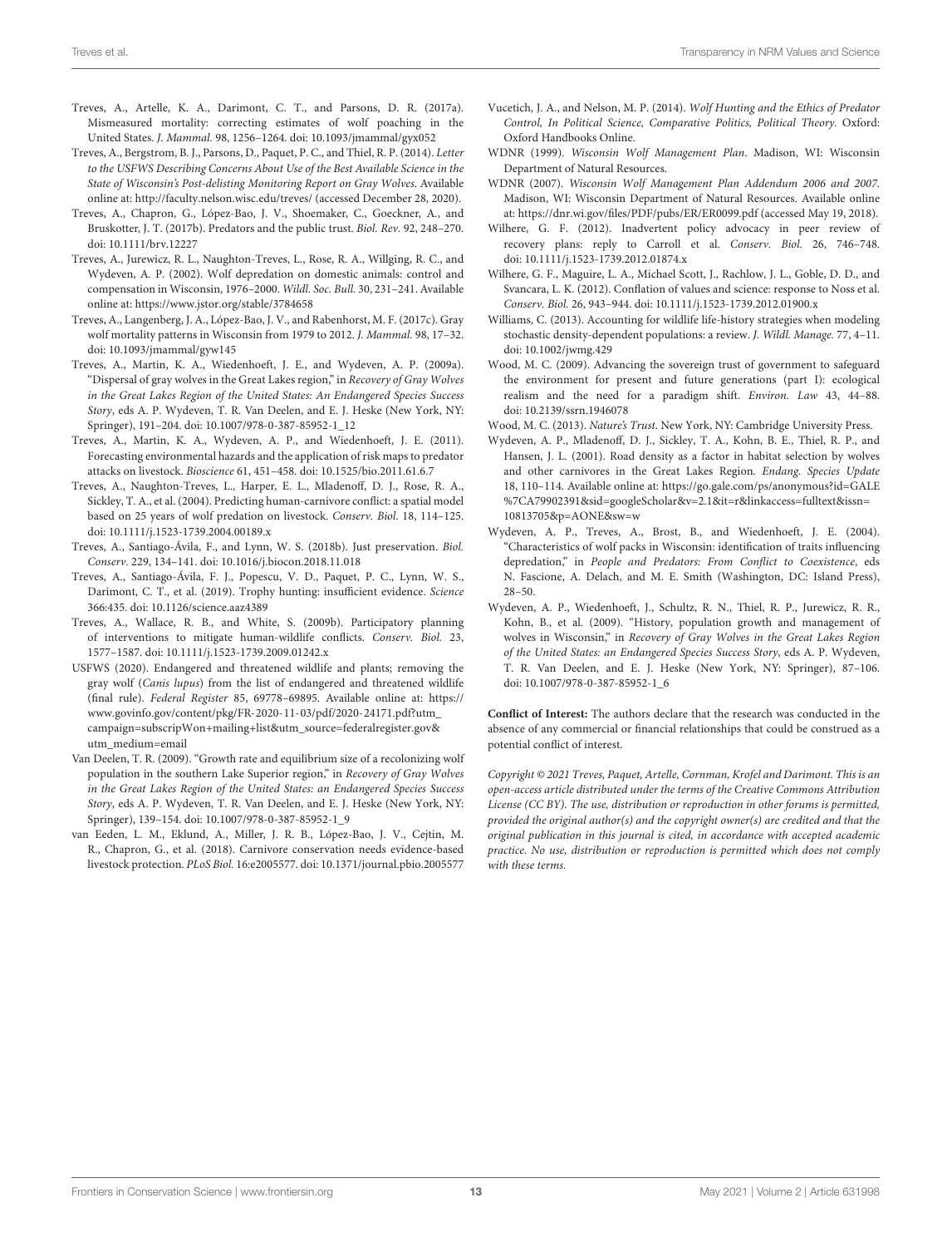Treves, A., Artelle, K. A., Darimont, C. T., and Parsons, D. R. (2017a). Mismeasured mortality: correcting estimates of wolf poaching in the United States. *J. Mammal.* 98, 1256–1264. doi: 10.1093/jmammal/gyx052

Treves, A., Bergstrom, B. J., Parsons, D., Paquet, P. C., and Thiel, R. P. (2014). *Letter to the USFWS Describing Concerns About Use of the Best Available Science in the State of Wisconsin's Post-delisting Monitoring Report on Gray Wolves*. Available online at: http://faculty.nelson.wisc.edu/treves/ (accessed December 28, 2020).

Treves, A., Chapron, G., López-Bao, J. V., Shoemaker, C., Goeckner, A., and Bruskotter, J. T. (2017b). Predators and the public trust. *Biol. Rev.* 92, 248–270. doi: 10.1111/brv.12227

Treves, A., Jurewicz, R. L., Naughton-Treves, L., Rose, R. A., Willging, R. C., and Wydeven, A. P. (2002). Wolf depredation on domestic animals: control and compensation in Wisconsin, 1976–2000. *Wildl. Soc. Bull.* 30, 231–241. Available online at: https://www.jstor.org/stable/3784658

Treves, A., Langenberg, J. A., López-Bao, J. V., and Rabenhorst, M. F. (2017c). Gray wolf mortality patterns in Wisconsin from 1979 to 2012. *J. Mammal.* 98, 17–32. doi: 10.1093/jmammal/gyw145

Treves, A., Martin, K. A., Wiedenhoeft, J. E., and Wydeven, A. P. (2009a). "Dispersal of gray wolves in the Great Lakes region," in *Recovery of Gray Wolves in the Great Lakes Region of the United States: An Endangered Species Success Story*, eds A. P. Wydeven, T. R. Van Deelen, and E. J. Heske (New York, NY: Springer), 191–204. doi: 10.1007/978-0-387-85952-1_12

Treves, A., Martin, K. A., Wydeven, A. P., and Wiedenhoeft, J. E. (2011). Forecasting environmental hazards and the application of risk maps to predator attacks on livestock. *Bioscience* 61, 451–458. doi: 10.1525/bio.2011.61.6.7

Treves, A., Naughton-Treves, L., Harper, E. L., Mladenoff, D. J., Rose, R. A., Sickley, T. A., et al. (2004). Predicting human-carnivore conflict: a spatial model based on 25 years of wolf predation on livestock. *Conserv. Biol.* 18, 114–125. doi: 10.1111/j.1523-1739.2004.00189.x

Treves, A., Santiago-Ávila, F., and Lynn, W. S. (2018b). Just preservation. *Biol. Conserv.* 229, 134–141. doi: 10.1016/j.biocon.2018.11.018

Treves, A., Santiago-Ávila, F. J., Popescu, V. D., Paquet, P. C., Lynn, W. S., Darimont, C. T., et al. (2019). Trophy hunting: insufficient evidence. *Science* 366:435. doi: 10.1126/science.aaz4389

Treves, A., Wallace, R. B., and White, S. (2009b). Participatory planning of interventions to mitigate human-wildlife conflicts. *Conserv. Biol.* 23, 1577–1587. doi: 10.1111/j.1523-1739.2009.01242.x

USFWS (2020). Endangered and threatened wildlife and plants; removing the gray wolf (*Canis lupus*) from the list of endangered and threatened wildlife (final rule). *Federal Register* 85, 69778–69895. Available online at: https://www.govinfo.gov/content/pkg/FR-2020-11-03/pdf/2020-24171.pdf?utm_campaign=subscripWon+mailing+list&utm_source=federalregister.gov&utm_medium=email

Van Deelen, T. R. (2009). "Growth rate and equilibrium size of a recolonizing wolf population in the southern Lake Superior region," in *Recovery of Gray Wolves in the Great Lakes Region of the United States: an Endangered Species Success Story*, eds A. P. Wydeven, T. R. Van Deelen, and E. J. Heske (New York, NY: Springer), 139–154. doi: 10.1007/978-0-387-85952-1_9

van Eeden, L. M., Eklund, A., Miller, J. R. B., López-Bao, J. V., Cejtin, M. R., Chapron, G., et al. (2018). Carnivore conservation needs evidence-based livestock protection. *PLoS Biol.* 16:e2005577. doi: 10.1371/journal.pbio.2005577

Vucetich, J. A., and Nelson, M. P. (2014). *Wolf Hunting and the Ethics of Predator Control, In Political Science, Comparative Politics, Political Theory*. Oxford: Oxford Handbooks Online.

WDNR (1999). *Wisconsin Wolf Management Plan*. Madison, WI: Wisconsin Department of Natural Resources.

WDNR (2007). *Wisconsin Wolf Management Plan Addendum 2006 and 2007*. Madison, WI: Wisconsin Department of Natural Resources. Available online at: https://dnr.wi.gov/files/PDF/pubs/ER/ER0099.pdf (accessed May 19, 2018).

Wilhere, G. F. (2012). Inadvertent policy advocacy in peer review of recovery plans: reply to Carroll et al. *Conserv. Biol.* 26, 746–748. doi: 10.1111/j.1523-1739.2012.01874.x

Wilhere, G. F., Maguire, L. A., Michael Scott, J., Rachlow, J. L., Goble, D. D., and Svancara, L. K. (2012). Conflation of values and science: response to Noss et al. *Conserv. Biol.* 26, 943–944. doi: 10.1111/j.1523-1739.2012.01900.x

Williams, C. (2013). Accounting for wildlife life-history strategies when modeling stochastic density-dependent populations: a review. *J. Wildl. Manage.* 77, 4–11. doi: 10.1002/jwmg.429

Wood, M. C. (2009). Advancing the sovereign trust of government to safeguard the environment for present and future generations (part I): ecological realism and the need for a paradigm shift. *Environ. Law* 43, 44–88. doi: 10.2139/ssrn.1946078

Wood, M. C. (2013). *Nature's Trust*. New York, NY: Cambridge University Press.

Wydeven, A. P., Mladenoff, D. J., Sickley, T. A., Kohn, B. E., Thiel, R. P., and Hansen, J. L. (2001). Road density as a factor in habitat selection by wolves and other carnivores in the Great Lakes Region. *Endang. Species Update* 18, 110–114. Available online at: https://go.gale.com/ps/anonymous?id=GALE%7CA79902391&sid=googleScholar&v=2.1&it=r&linkaccess=fulltext&issn=10813705&p=AONE&sw=w

Wydeven, A. P., Treves, A., Brost, B., and Wiedenhoeft, J. E. (2004). "Characteristics of wolf packs in Wisconsin: identification of traits influencing depredation," in *People and Predators: From Conflict to Coexistence*, eds N. Fascione, A. Delach, and M. E. Smith (Washington, DC: Island Press), 28–50.

Wydeven, A. P., Wiedenhoeft, J., Schultz, R. N., Thiel, R. P., Jurewicz, R. R., Kohn, B., et al. (2009). "History, population growth and management of wolves in Wisconsin," in *Recovery of Gray Wolves in the Great Lakes Region of the United States: an Endangered Species Success Story*, eds A. P. Wydeven, T. R. Van Deelen, and E. J. Heske (New York, NY: Springer), 87–106. doi: 10.1007/978-0-387-85952-1_6

**Conflict of Interest:** The authors declare that the research was conducted in the absence of any commercial or financial relationships that could be construed as a potential conflict of interest.

*Copyright © 2021 Treves, Paquet, Artelle, Cornman, Krofel and Darimont. This is an open-access article distributed under the terms of the Creative Commons Attribution License (CC BY). The use, distribution or reproduction in other forums is permitted, provided the original author(s) and the copyright owner(s) are credited and that the original publication in this journal is cited, in accordance with accepted academic practice. No use, distribution or reproduction is permitted which does not comply with these terms.*